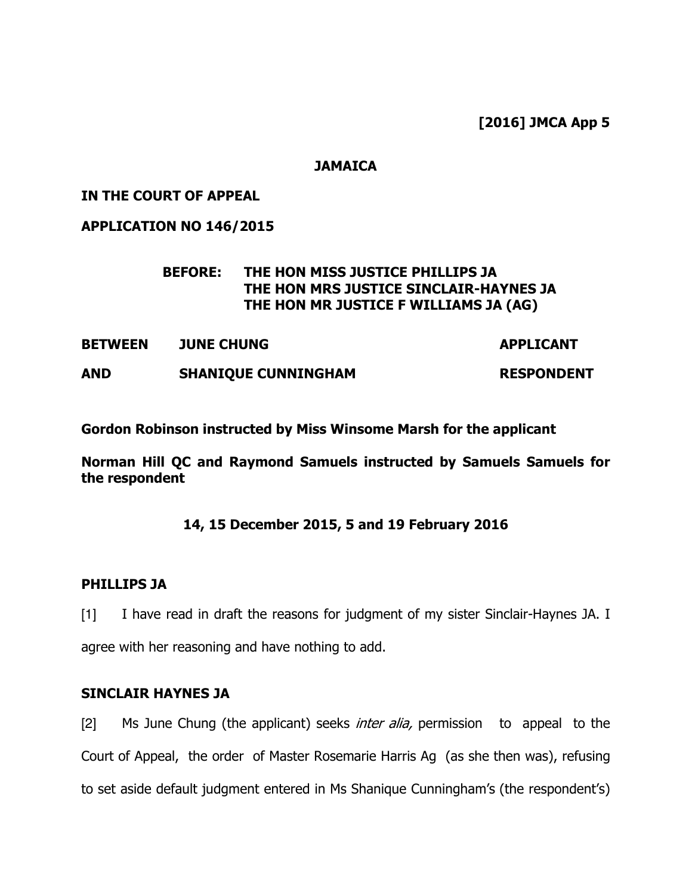**[2016] JMCA App 5**

**JAMAICA**

**IN THE COURT OF APPEAL**

**APPLICATION NO 146/2015**

**BEFORE: THE HON MISS JUSTICE PHILLIPS JA**
**THE HON MRS JUSTICE SINCLAIR-HAYNES JA**
**THE HON MR JUSTICE F WILLIAMS JA (AG)**

| | | |
|---|---|---|
| **BETWEEN** | **JUNE CHUNG** | **APPLICANT** |
| **AND** | **SHANIQUE CUNNINGHAM** | **RESPONDENT** |

**Gordon Robinson instructed by Miss Winsome Marsh for the applicant**

**Norman Hill QC and Raymond Samuels instructed by Samuels Samuels for the respondent**

**14, 15 December 2015, 5 and 19 February 2016**

## PHILLIPS JA

[1] I have read in draft the reasons for judgment of my sister Sinclair-Haynes JA. I agree with her reasoning and have nothing to add.

## SINCLAIR HAYNES JA

[2] Ms June Chung (the applicant) seeks *inter alia,* permission to appeal to the Court of Appeal, the order of Master Rosemarie Harris Ag (as she then was), refusing to set aside default judgment entered in Ms Shanique Cunningham's (the respondent's)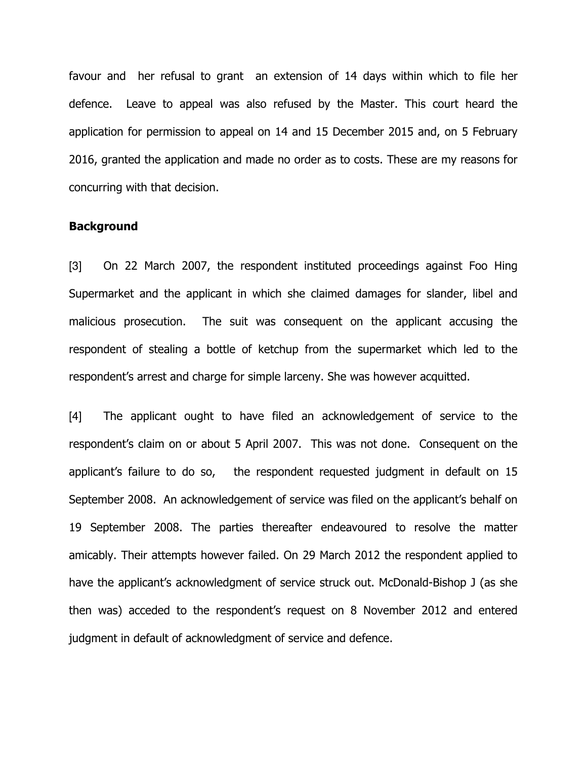favour and her refusal to grant an extension of 14 days within which to file her defence. Leave to appeal was also refused by the Master. This court heard the application for permission to appeal on 14 and 15 December 2015 and, on 5 February 2016, granted the application and made no order as to costs. These are my reasons for concurring with that decision.

## Background

[3] On 22 March 2007, the respondent instituted proceedings against Foo Hing Supermarket and the applicant in which she claimed damages for slander, libel and malicious prosecution. The suit was consequent on the applicant accusing the respondent of stealing a bottle of ketchup from the supermarket which led to the respondent's arrest and charge for simple larceny. She was however acquitted.

[4] The applicant ought to have filed an acknowledgement of service to the respondent's claim on or about 5 April 2007. This was not done. Consequent on the applicant's failure to do so, the respondent requested judgment in default on 15 September 2008. An acknowledgement of service was filed on the applicant's behalf on 19 September 2008. The parties thereafter endeavoured to resolve the matter amicably. Their attempts however failed. On 29 March 2012 the respondent applied to have the applicant's acknowledgment of service struck out. McDonald-Bishop J (as she then was) acceded to the respondent's request on 8 November 2012 and entered judgment in default of acknowledgment of service and defence.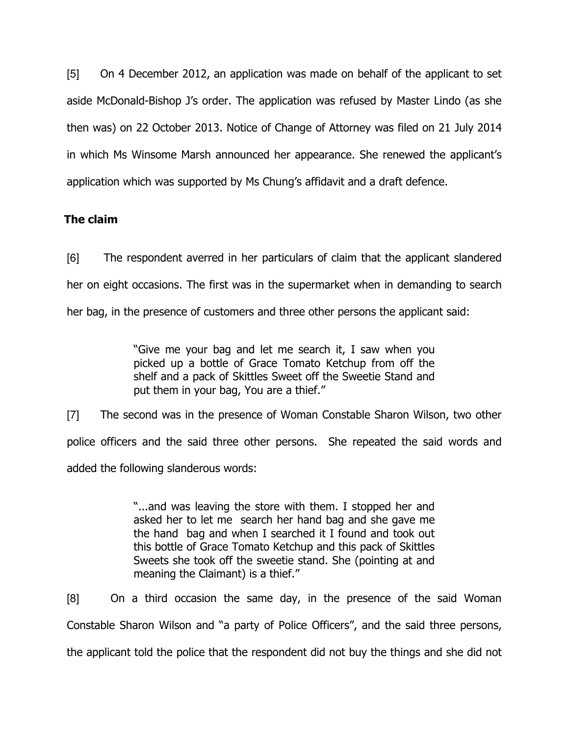[5] On 4 December 2012, an application was made on behalf of the applicant to set aside McDonald-Bishop J's order. The application was refused by Master Lindo (as she then was) on 22 October 2013. Notice of Change of Attorney was filed on 21 July 2014 in which Ms Winsome Marsh announced her appearance. She renewed the applicant's application which was supported by Ms Chung's affidavit and a draft defence.

## The claim

[6] The respondent averred in her particulars of claim that the applicant slandered her on eight occasions. The first was in the supermarket when in demanding to search her bag, in the presence of customers and three other persons the applicant said:

> "Give me your bag and let me search it, I saw when you picked up a bottle of Grace Tomato Ketchup from off the shelf and a pack of Skittles Sweet off the Sweetie Stand and put them in your bag, You are a thief."

[7] The second was in the presence of Woman Constable Sharon Wilson, two other police officers and the said three other persons. She repeated the said words and added the following slanderous words:

> "...and was leaving the store with them. I stopped her and asked her to let me search her hand bag and she gave me the hand bag and when I searched it I found and took out this bottle of Grace Tomato Ketchup and this pack of Skittles Sweets she took off the sweetie stand. She (pointing at and meaning the Claimant) is a thief."

[8] On a third occasion the same day, in the presence of the said Woman Constable Sharon Wilson and "a party of Police Officers", and the said three persons, the applicant told the police that the respondent did not buy the things and she did not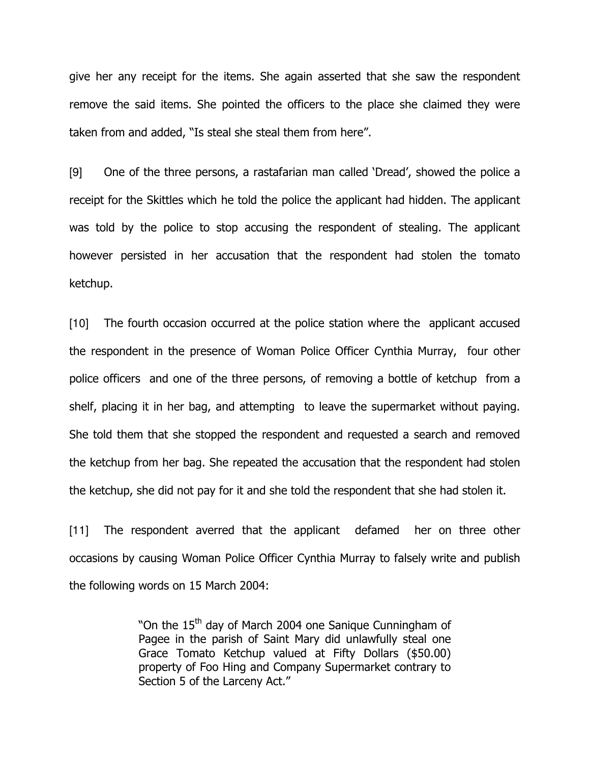give her any receipt for the items. She again asserted that she saw the respondent remove the said items. She pointed the officers to the place she claimed they were taken from and added, "Is steal she steal them from here".

[9] One of the three persons, a rastafarian man called 'Dread', showed the police a receipt for the Skittles which he told the police the applicant had hidden. The applicant was told by the police to stop accusing the respondent of stealing. The applicant however persisted in her accusation that the respondent had stolen the tomato ketchup.

[10] The fourth occasion occurred at the police station where the applicant accused the respondent in the presence of Woman Police Officer Cynthia Murray, four other police officers and one of the three persons, of removing a bottle of ketchup from a shelf, placing it in her bag, and attempting to leave the supermarket without paying. She told them that she stopped the respondent and requested a search and removed the ketchup from her bag. She repeated the accusation that the respondent had stolen the ketchup, she did not pay for it and she told the respondent that she had stolen it.

[11] The respondent averred that the applicant defamed her on three other occasions by causing Woman Police Officer Cynthia Murray to falsely write and publish the following words on 15 March 2004:

> "On the 15th day of March 2004 one Sanique Cunningham of Pagee in the parish of Saint Mary did unlawfully steal one Grace Tomato Ketchup valued at Fifty Dollars ($50.00) property of Foo Hing and Company Supermarket contrary to Section 5 of the Larceny Act."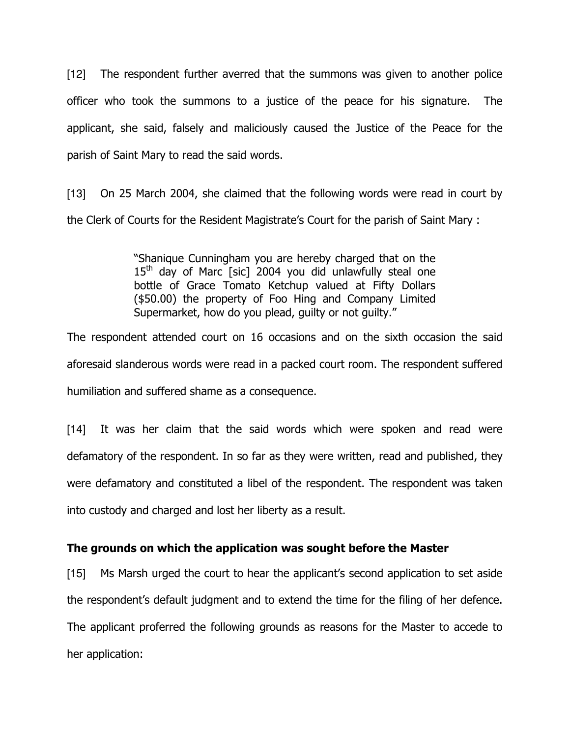[12] The respondent further averred that the summons was given to another police officer who took the summons to a justice of the peace for his signature. The applicant, she said, falsely and maliciously caused the Justice of the Peace for the parish of Saint Mary to read the said words.

[13] On 25 March 2004, she claimed that the following words were read in court by the Clerk of Courts for the Resident Magistrate's Court for the parish of Saint Mary :

> "Shanique Cunningham you are hereby charged that on the 15th day of Marc [sic] 2004 you did unlawfully steal one bottle of Grace Tomato Ketchup valued at Fifty Dollars ($50.00) the property of Foo Hing and Company Limited Supermarket, how do you plead, guilty or not guilty."

The respondent attended court on 16 occasions and on the sixth occasion the said aforesaid slanderous words were read in a packed court room. The respondent suffered humiliation and suffered shame as a consequence.

[14] It was her claim that the said words which were spoken and read were defamatory of the respondent. In so far as they were written, read and published, they were defamatory and constituted a libel of the respondent. The respondent was taken into custody and charged and lost her liberty as a result.

**The grounds on which the application was sought before the Master**

[15] Ms Marsh urged the court to hear the applicant's second application to set aside the respondent's default judgment and to extend the time for the filing of her defence. The applicant proferred the following grounds as reasons for the Master to accede to her application: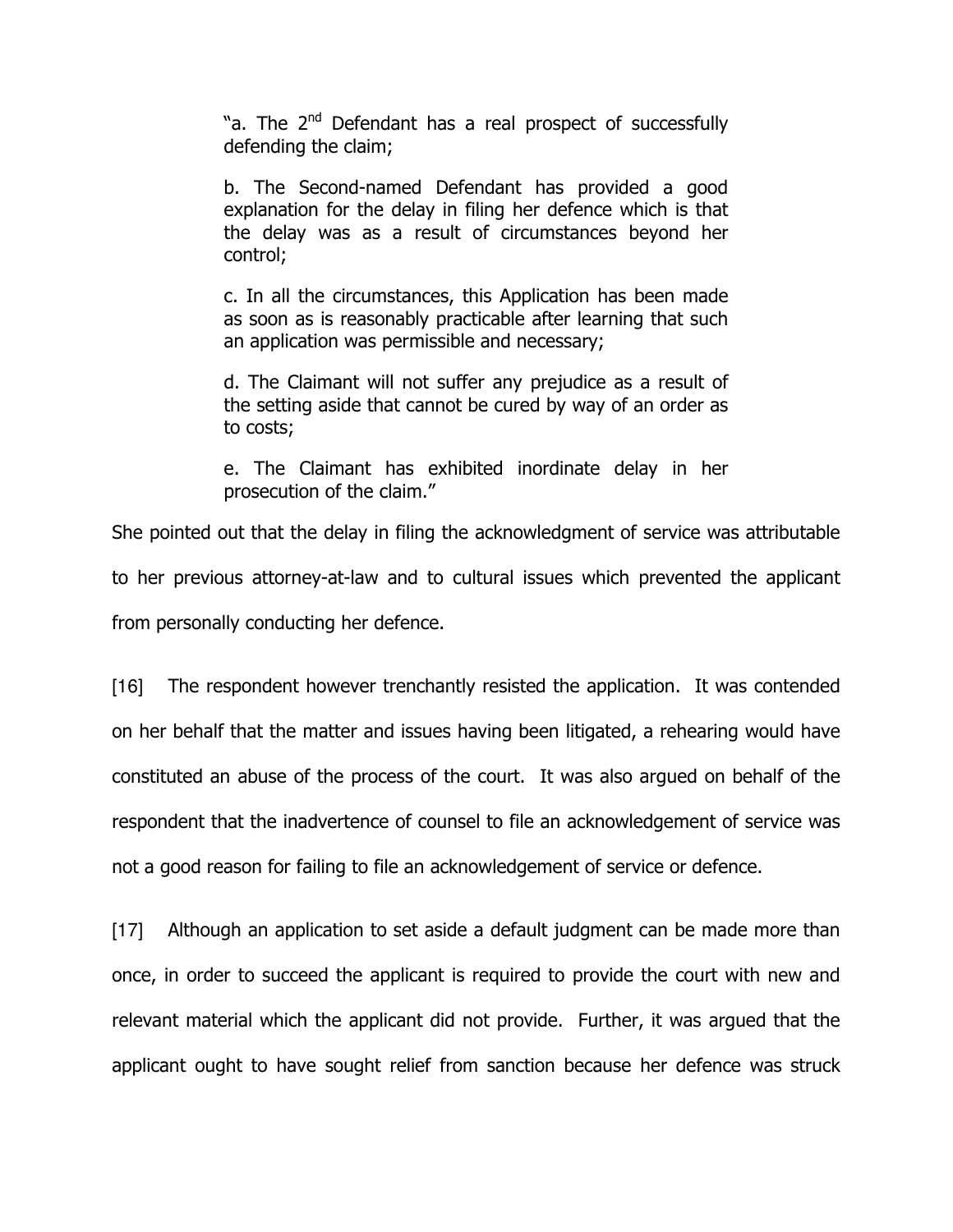> "a. The 2nd Defendant has a real prospect of successfully defending the claim;
>
> b. The Second-named Defendant has provided a good explanation for the delay in filing her defence which is that the delay was as a result of circumstances beyond her control;
>
> c. In all the circumstances, this Application has been made as soon as is reasonably practicable after learning that such an application was permissible and necessary;
>
> d. The Claimant will not suffer any prejudice as a result of the setting aside that cannot be cured by way of an order as to costs;
>
> e. The Claimant has exhibited inordinate delay in her prosecution of the claim."

She pointed out that the delay in filing the acknowledgment of service was attributable to her previous attorney-at-law and to cultural issues which prevented the applicant from personally conducting her defence.

[16] The respondent however trenchantly resisted the application. It was contended on her behalf that the matter and issues having been litigated, a rehearing would have constituted an abuse of the process of the court. It was also argued on behalf of the respondent that the inadvertence of counsel to file an acknowledgement of service was not a good reason for failing to file an acknowledgement of service or defence.

[17] Although an application to set aside a default judgment can be made more than once, in order to succeed the applicant is required to provide the court with new and relevant material which the applicant did not provide. Further, it was argued that the applicant ought to have sought relief from sanction because her defence was struck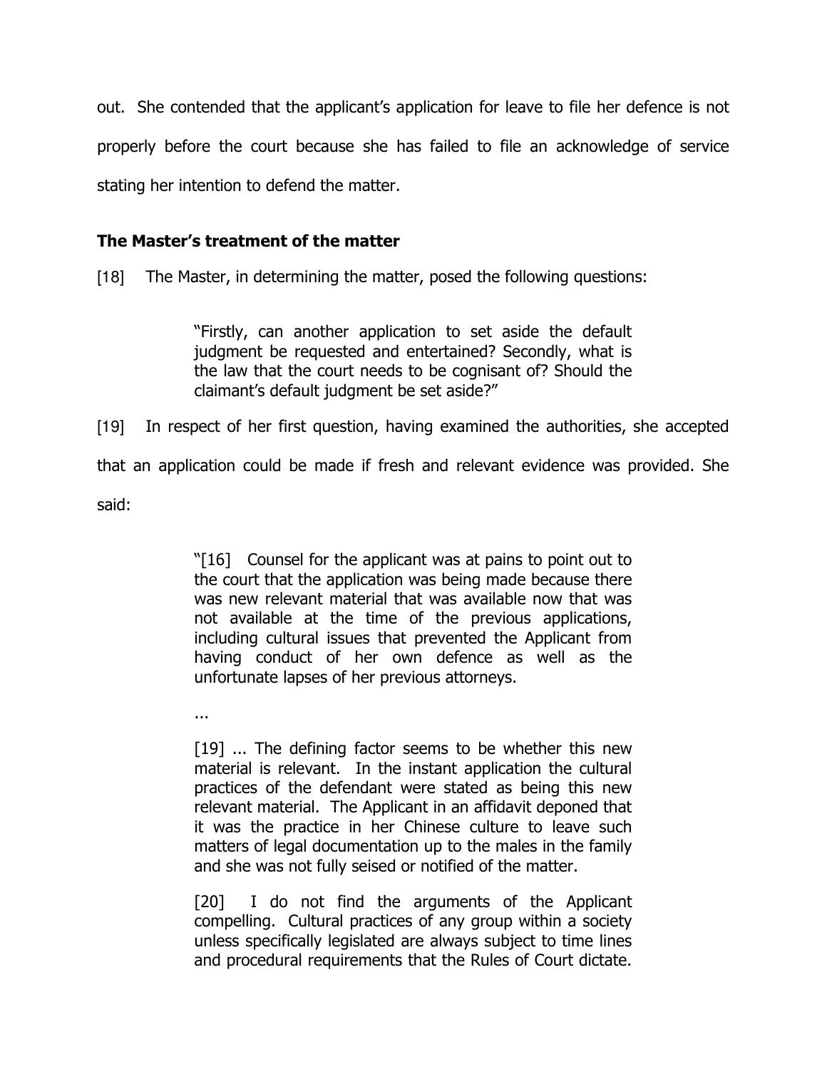out. She contended that the applicant's application for leave to file her defence is not properly before the court because she has failed to file an acknowledge of service stating her intention to defend the matter.

### The Master's treatment of the matter

[18] The Master, in determining the matter, posed the following questions:

> "Firstly, can another application to set aside the default judgment be requested and entertained? Secondly, what is the law that the court needs to be cognisant of? Should the claimant's default judgment be set aside?"

[19] In respect of her first question, having examined the authorities, she accepted that an application could be made if fresh and relevant evidence was provided. She said:

> "[16] Counsel for the applicant was at pains to point out to the court that the application was being made because there was new relevant material that was available now that was not available at the time of the previous applications, including cultural issues that prevented the Applicant from having conduct of her own defence as well as the unfortunate lapses of her previous attorneys.
>
> ...
>
> [19] ... The defining factor seems to be whether this new material is relevant. In the instant application the cultural practices of the defendant were stated as being this new relevant material. The Applicant in an affidavit deponed that it was the practice in her Chinese culture to leave such matters of legal documentation up to the males in the family and she was not fully seised or notified of the matter.
>
> [20] I do not find the arguments of the Applicant compelling. Cultural practices of any group within a society unless specifically legislated are always subject to time lines and procedural requirements that the Rules of Court dictate.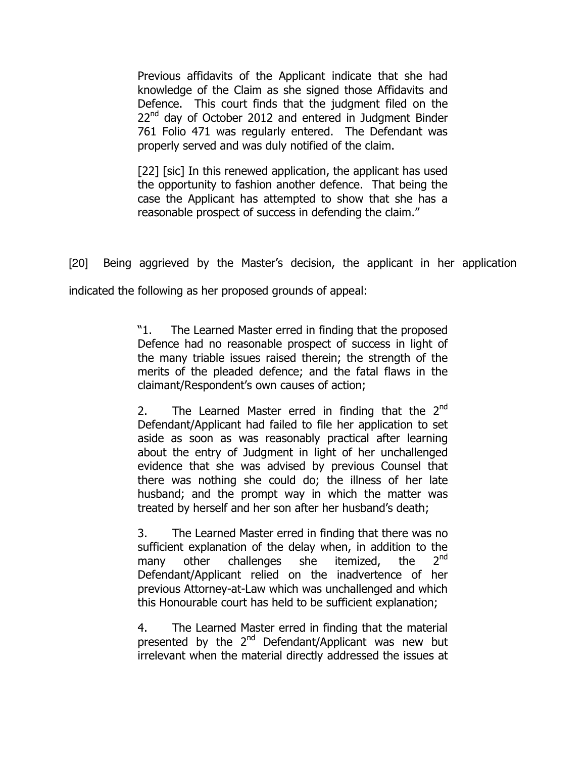Previous affidavits of the Applicant indicate that she had knowledge of the Claim as she signed those Affidavits and Defence. This court finds that the judgment filed on the 22nd day of October 2012 and entered in Judgment Binder 761 Folio 471 was regularly entered. The Defendant was properly served and was duly notified of the claim.

[22] [sic] In this renewed application, the applicant has used the opportunity to fashion another defence. That being the case the Applicant has attempted to show that she has a reasonable prospect of success in defending the claim."

[20] Being aggrieved by the Master's decision, the applicant in her application indicated the following as her proposed grounds of appeal:

> "1. The Learned Master erred in finding that the proposed Defence had no reasonable prospect of success in light of the many triable issues raised therein; the strength of the merits of the pleaded defence; and the fatal flaws in the claimant/Respondent's own causes of action;
>
> 2. The Learned Master erred in finding that the 2nd Defendant/Applicant had failed to file her application to set aside as soon as was reasonably practical after learning about the entry of Judgment in light of her unchallenged evidence that she was advised by previous Counsel that there was nothing she could do; the illness of her late husband; and the prompt way in which the matter was treated by herself and her son after her husband's death;
>
> 3. The Learned Master erred in finding that there was no sufficient explanation of the delay when, in addition to the many other challenges she itemized, the 2nd Defendant/Applicant relied on the inadvertence of her previous Attorney-at-Law which was unchallenged and which this Honourable court has held to be sufficient explanation;
>
> 4. The Learned Master erred in finding that the material presented by the 2nd Defendant/Applicant was new but irrelevant when the material directly addressed the issues at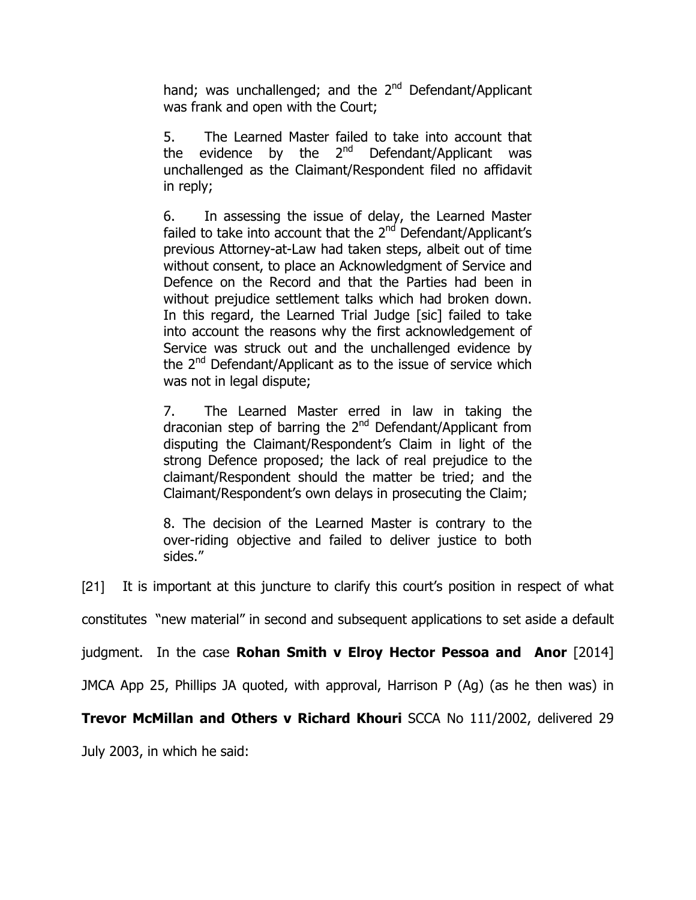hand; was unchallenged; and the 2nd Defendant/Applicant was frank and open with the Court;

> 5. The Learned Master failed to take into account that the evidence by the 2nd Defendant/Applicant was unchallenged as the Claimant/Respondent filed no affidavit in reply;
>
> 6. In assessing the issue of delay, the Learned Master failed to take into account that the 2nd Defendant/Applicant's previous Attorney-at-Law had taken steps, albeit out of time without consent, to place an Acknowledgment of Service and Defence on the Record and that the Parties had been in without prejudice settlement talks which had broken down. In this regard, the Learned Trial Judge [sic] failed to take into account the reasons why the first acknowledgement of Service was struck out and the unchallenged evidence by the 2nd Defendant/Applicant as to the issue of service which was not in legal dispute;
>
> 7. The Learned Master erred in law in taking the draconian step of barring the 2nd Defendant/Applicant from disputing the Claimant/Respondent's Claim in light of the strong Defence proposed; the lack of real prejudice to the claimant/Respondent should the matter be tried; and the Claimant/Respondent's own delays in prosecuting the Claim;
>
> 8. The decision of the Learned Master is contrary to the over-riding objective and failed to deliver justice to both sides."

[21] It is important at this juncture to clarify this court's position in respect of what constitutes "new material" in second and subsequent applications to set aside a default judgment. In the case **Rohan Smith v Elroy Hector Pessoa and Anor** [2014] JMCA App 25, Phillips JA quoted, with approval, Harrison P (Ag) (as he then was) in **Trevor McMillan and Others v Richard Khouri** SCCA No 111/2002, delivered 29 July 2003, in which he said: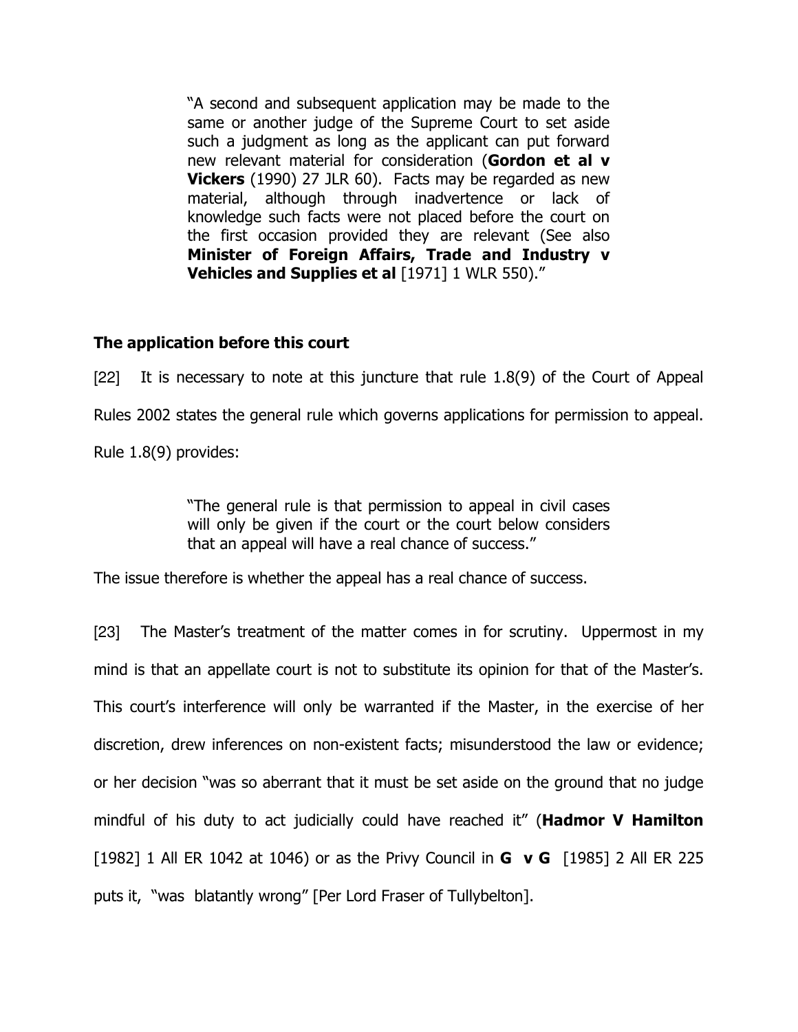> "A second and subsequent application may be made to the same or another judge of the Supreme Court to set aside such a judgment as long as the applicant can put forward new relevant material for consideration (**Gordon et al v Vickers** (1990) 27 JLR 60). Facts may be regarded as new material, although through inadvertence or lack of knowledge such facts were not placed before the court on the first occasion provided they are relevant (See also **Minister of Foreign Affairs, Trade and Industry v Vehicles and Supplies et al** [1971] 1 WLR 550)."

## The application before this court

[22] It is necessary to note at this juncture that rule 1.8(9) of the Court of Appeal Rules 2002 states the general rule which governs applications for permission to appeal. Rule 1.8(9) provides:

> "The general rule is that permission to appeal in civil cases will only be given if the court or the court below considers that an appeal will have a real chance of success."

The issue therefore is whether the appeal has a real chance of success.

[23] The Master's treatment of the matter comes in for scrutiny. Uppermost in my mind is that an appellate court is not to substitute its opinion for that of the Master's. This court's interference will only be warranted if the Master, in the exercise of her discretion, drew inferences on non-existent facts; misunderstood the law or evidence; or her decision "was so aberrant that it must be set aside on the ground that no judge mindful of his duty to act judicially could have reached it" (**Hadmor V Hamilton** [1982] 1 All ER 1042 at 1046) or as the Privy Council in **G v G** [1985] 2 All ER 225 puts it, "was blatantly wrong" [Per Lord Fraser of Tullybelton].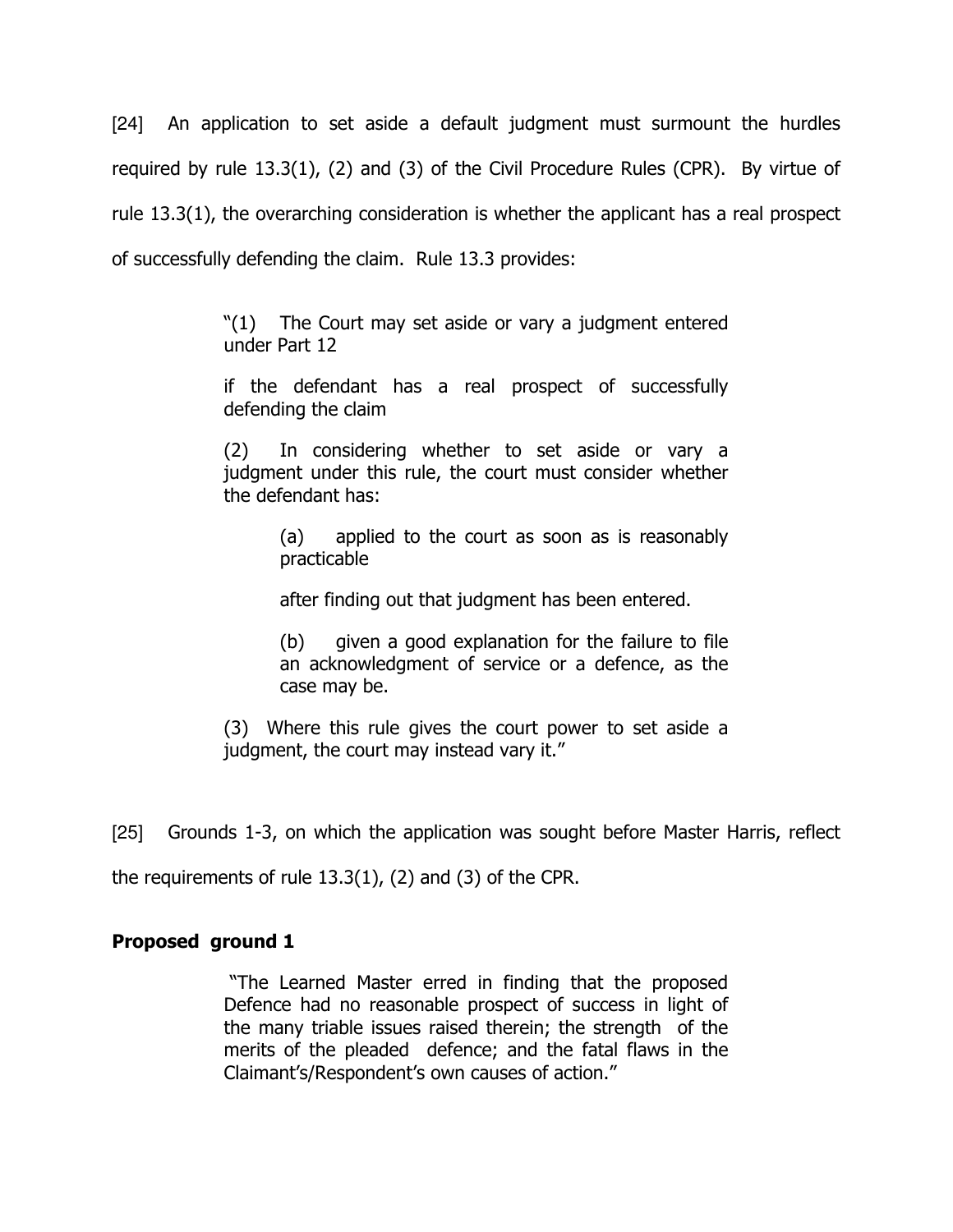[24] An application to set aside a default judgment must surmount the hurdles required by rule 13.3(1), (2) and (3) of the Civil Procedure Rules (CPR). By virtue of rule 13.3(1), the overarching consideration is whether the applicant has a real prospect of successfully defending the claim. Rule 13.3 provides:

> "(1) The Court may set aside or vary a judgment entered under Part 12
>
> if the defendant has a real prospect of successfully defending the claim
>
> (2) In considering whether to set aside or vary a judgment under this rule, the court must consider whether the defendant has:
>
> > (a) applied to the court as soon as is reasonably practicable
> >
> > after finding out that judgment has been entered.
> >
> > (b) given a good explanation for the failure to file an acknowledgment of service or a defence, as the case may be.
>
> (3) Where this rule gives the court power to set aside a judgment, the court may instead vary it."

[25] Grounds 1-3, on which the application was sought before Master Harris, reflect the requirements of rule 13.3(1), (2) and (3) of the CPR.

**Proposed ground 1**

> "The Learned Master erred in finding that the proposed Defence had no reasonable prospect of success in light of the many triable issues raised therein; the strength of the merits of the pleaded defence; and the fatal flaws in the Claimant's/Respondent's own causes of action."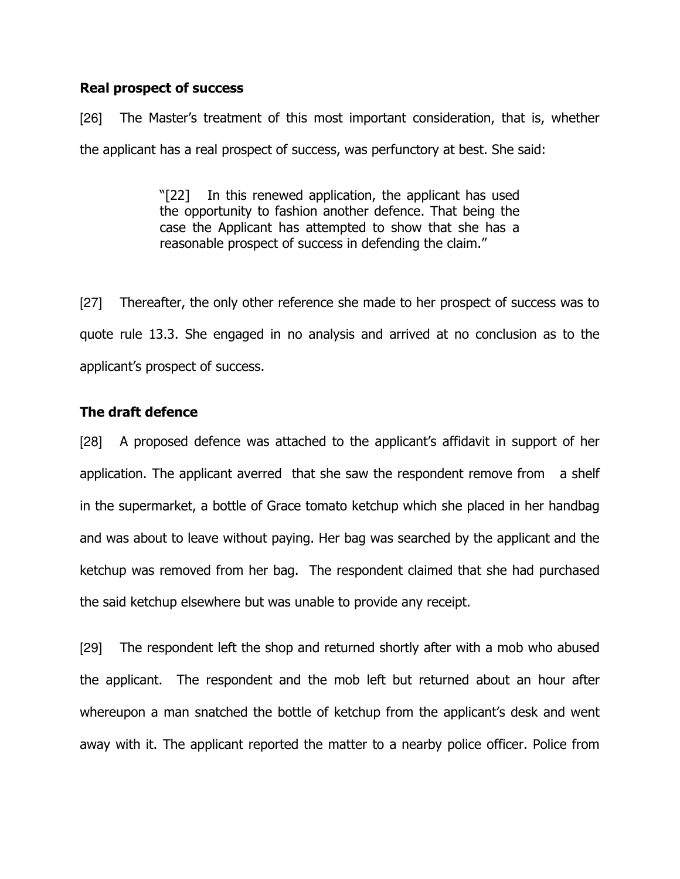**Real prospect of success**

[26] The Master's treatment of this most important consideration, that is, whether the applicant has a real prospect of success, was perfunctory at best. She said:

> "[22] In this renewed application, the applicant has used the opportunity to fashion another defence. That being the case the Applicant has attempted to show that she has a reasonable prospect of success in defending the claim."

[27] Thereafter, the only other reference she made to her prospect of success was to quote rule 13.3. She engaged in no analysis and arrived at no conclusion as to the applicant's prospect of success.

**The draft defence**

[28] A proposed defence was attached to the applicant's affidavit in support of her application. The applicant averred that she saw the respondent remove from a shelf in the supermarket, a bottle of Grace tomato ketchup which she placed in her handbag and was about to leave without paying. Her bag was searched by the applicant and the ketchup was removed from her bag. The respondent claimed that she had purchased the said ketchup elsewhere but was unable to provide any receipt.

[29] The respondent left the shop and returned shortly after with a mob who abused the applicant. The respondent and the mob left but returned about an hour after whereupon a man snatched the bottle of ketchup from the applicant's desk and went away with it. The applicant reported the matter to a nearby police officer. Police from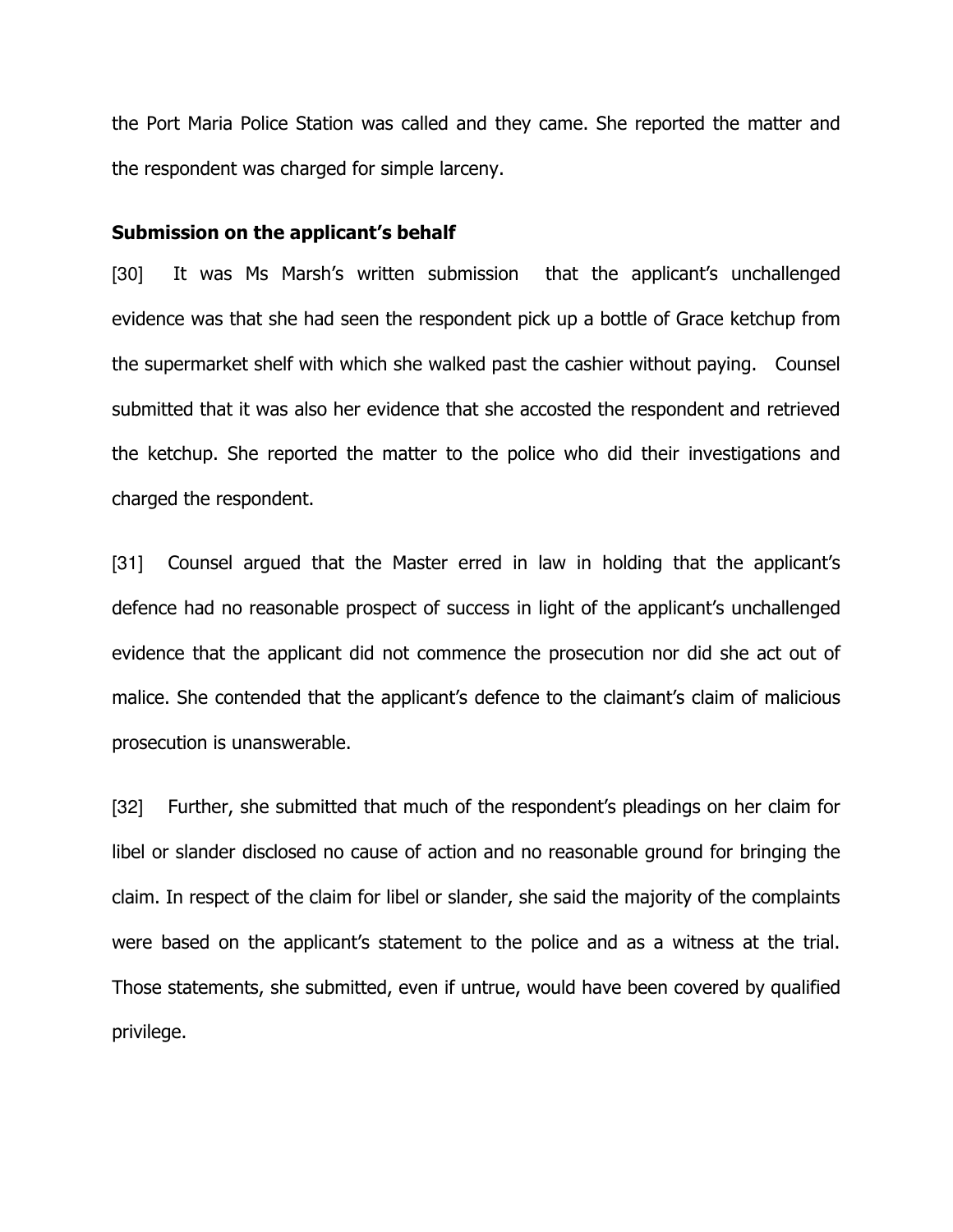the Port Maria Police Station was called and they came. She reported the matter and the respondent was charged for simple larceny.

**Submission on the applicant's behalf**

[30] It was Ms Marsh's written submission that the applicant's unchallenged evidence was that she had seen the respondent pick up a bottle of Grace ketchup from the supermarket shelf with which she walked past the cashier without paying. Counsel submitted that it was also her evidence that she accosted the respondent and retrieved the ketchup. She reported the matter to the police who did their investigations and charged the respondent.

[31] Counsel argued that the Master erred in law in holding that the applicant's defence had no reasonable prospect of success in light of the applicant's unchallenged evidence that the applicant did not commence the prosecution nor did she act out of malice. She contended that the applicant's defence to the claimant's claim of malicious prosecution is unanswerable.

[32] Further, she submitted that much of the respondent's pleadings on her claim for libel or slander disclosed no cause of action and no reasonable ground for bringing the claim. In respect of the claim for libel or slander, she said the majority of the complaints were based on the applicant's statement to the police and as a witness at the trial. Those statements, she submitted, even if untrue, would have been covered by qualified privilege.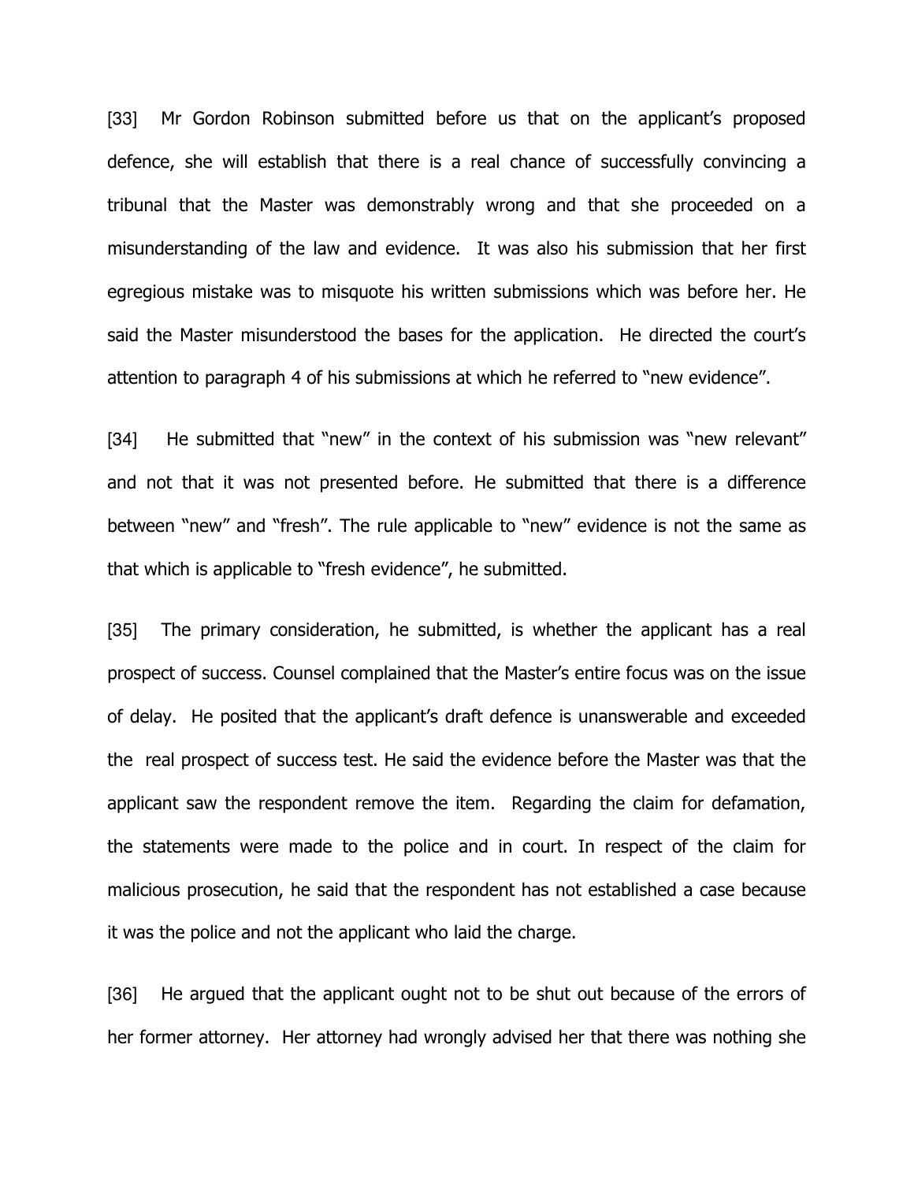[33] Mr Gordon Robinson submitted before us that on the applicant's proposed defence, she will establish that there is a real chance of successfully convincing a tribunal that the Master was demonstrably wrong and that she proceeded on a misunderstanding of the law and evidence. It was also his submission that her first egregious mistake was to misquote his written submissions which was before her. He said the Master misunderstood the bases for the application. He directed the court's attention to paragraph 4 of his submissions at which he referred to "new evidence".

[34] He submitted that "new" in the context of his submission was "new relevant" and not that it was not presented before. He submitted that there is a difference between "new" and "fresh". The rule applicable to "new" evidence is not the same as that which is applicable to "fresh evidence", he submitted.

[35] The primary consideration, he submitted, is whether the applicant has a real prospect of success. Counsel complained that the Master's entire focus was on the issue of delay. He posited that the applicant's draft defence is unanswerable and exceeded the real prospect of success test. He said the evidence before the Master was that the applicant saw the respondent remove the item. Regarding the claim for defamation, the statements were made to the police and in court. In respect of the claim for malicious prosecution, he said that the respondent has not established a case because it was the police and not the applicant who laid the charge.

[36] He argued that the applicant ought not to be shut out because of the errors of her former attorney. Her attorney had wrongly advised her that there was nothing she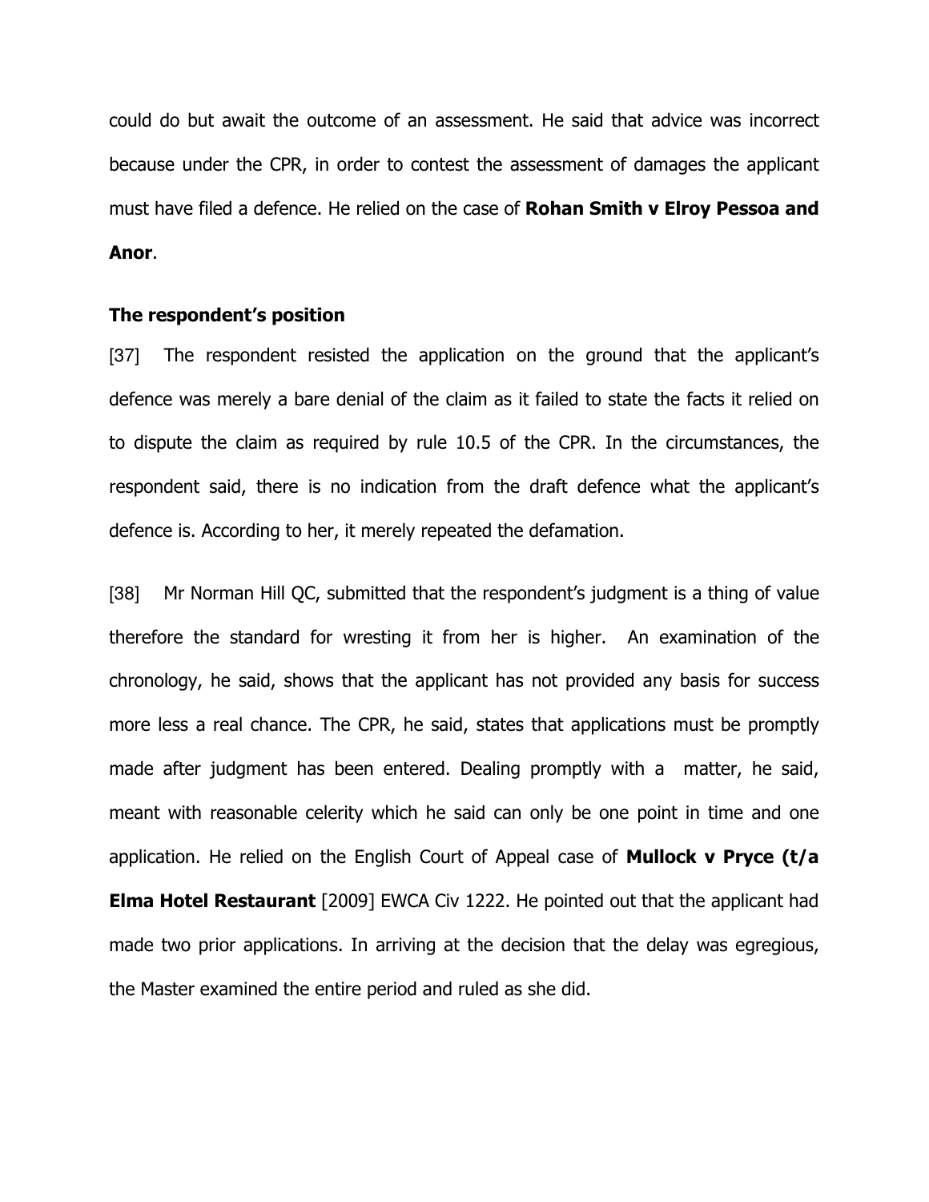could do but await the outcome of an assessment. He said that advice was incorrect because under the CPR, in order to contest the assessment of damages the applicant must have filed a defence. He relied on the case of **Rohan Smith v Elroy Pessoa and Anor**.

### The respondent's position

[37] The respondent resisted the application on the ground that the applicant's defence was merely a bare denial of the claim as it failed to state the facts it relied on to dispute the claim as required by rule 10.5 of the CPR. In the circumstances, the respondent said, there is no indication from the draft defence what the applicant's defence is. According to her, it merely repeated the defamation.

[38] Mr Norman Hill QC, submitted that the respondent's judgment is a thing of value therefore the standard for wresting it from her is higher. An examination of the chronology, he said, shows that the applicant has not provided any basis for success more less a real chance. The CPR, he said, states that applications must be promptly made after judgment has been entered. Dealing promptly with a matter, he said, meant with reasonable celerity which he said can only be one point in time and one application. He relied on the English Court of Appeal case of **Mullock v Pryce (t/a Elma Hotel Restaurant** [2009] EWCA Civ 1222. He pointed out that the applicant had made two prior applications. In arriving at the decision that the delay was egregious, the Master examined the entire period and ruled as she did.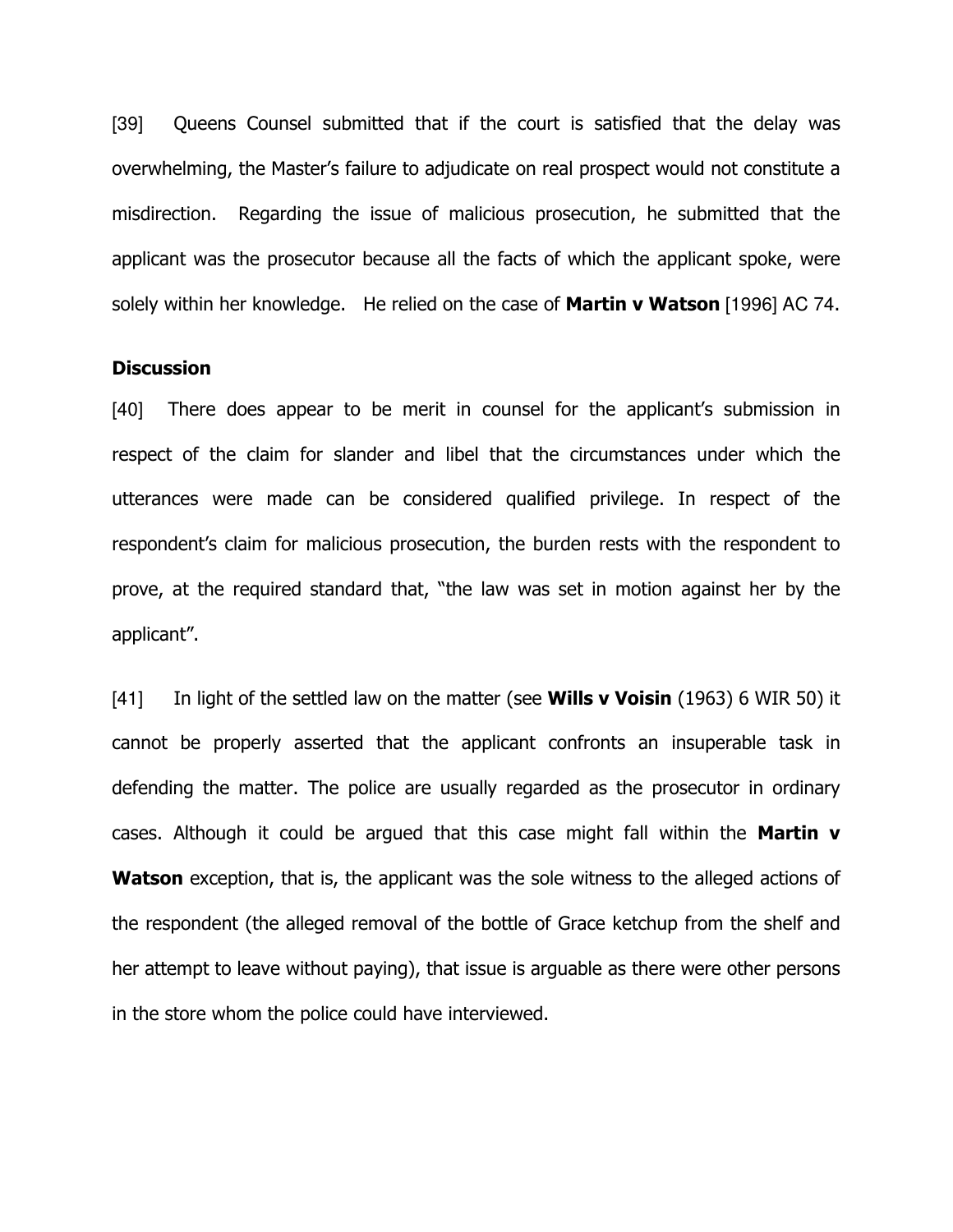[39] Queens Counsel submitted that if the court is satisfied that the delay was overwhelming, the Master's failure to adjudicate on real prospect would not constitute a misdirection. Regarding the issue of malicious prosecution, he submitted that the applicant was the prosecutor because all the facts of which the applicant spoke, were solely within her knowledge. He relied on the case of **Martin v Watson** [1996] AC 74.

**Discussion**

[40] There does appear to be merit in counsel for the applicant's submission in respect of the claim for slander and libel that the circumstances under which the utterances were made can be considered qualified privilege. In respect of the respondent's claim for malicious prosecution, the burden rests with the respondent to prove, at the required standard that, "the law was set in motion against her by the applicant".

[41] In light of the settled law on the matter (see **Wills v Voisin** (1963) 6 WIR 50) it cannot be properly asserted that the applicant confronts an insuperable task in defending the matter. The police are usually regarded as the prosecutor in ordinary cases. Although it could be argued that this case might fall within the **Martin v Watson** exception, that is, the applicant was the sole witness to the alleged actions of the respondent (the alleged removal of the bottle of Grace ketchup from the shelf and her attempt to leave without paying), that issue is arguable as there were other persons in the store whom the police could have interviewed.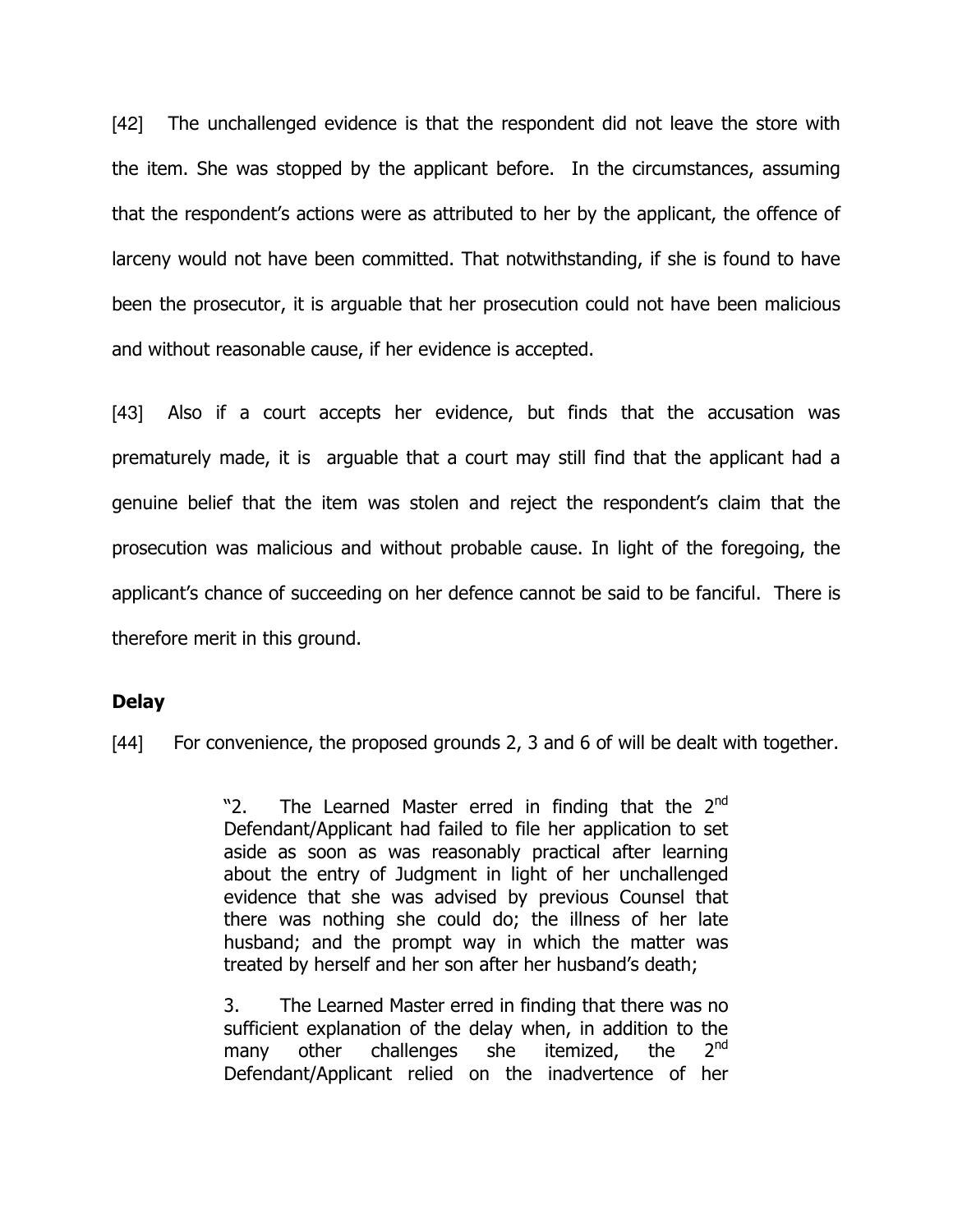[42] The unchallenged evidence is that the respondent did not leave the store with the item. She was stopped by the applicant before. In the circumstances, assuming that the respondent's actions were as attributed to her by the applicant, the offence of larceny would not have been committed. That notwithstanding, if she is found to have been the prosecutor, it is arguable that her prosecution could not have been malicious and without reasonable cause, if her evidence is accepted.

[43] Also if a court accepts her evidence, but finds that the accusation was prematurely made, it is arguable that a court may still find that the applicant had a genuine belief that the item was stolen and reject the respondent's claim that the prosecution was malicious and without probable cause. In light of the foregoing, the applicant's chance of succeeding on her defence cannot be said to be fanciful. There is therefore merit in this ground.

### Delay

[44] For convenience, the proposed grounds 2, 3 and 6 of will be dealt with together.

> "2. The Learned Master erred in finding that the 2nd Defendant/Applicant had failed to file her application to set aside as soon as was reasonably practical after learning about the entry of Judgment in light of her unchallenged evidence that she was advised by previous Counsel that there was nothing she could do; the illness of her late husband; and the prompt way in which the matter was treated by herself and her son after her husband's death;
>
> 3. The Learned Master erred in finding that there was no sufficient explanation of the delay when, in addition to the many other challenges she itemized, the 2nd Defendant/Applicant relied on the inadvertence of her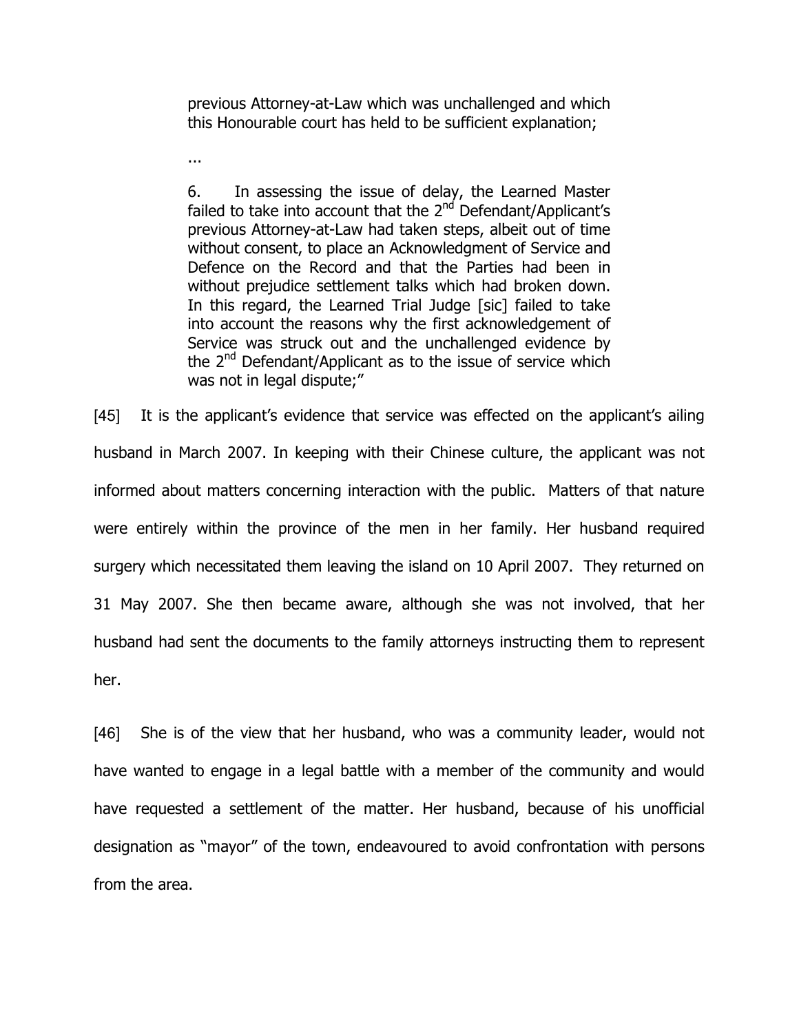> previous Attorney-at-Law which was unchallenged and which this Honourable court has held to be sufficient explanation;
>
> ...
>
> 6. In assessing the issue of delay, the Learned Master failed to take into account that the 2nd Defendant/Applicant's previous Attorney-at-Law had taken steps, albeit out of time without consent, to place an Acknowledgment of Service and Defence on the Record and that the Parties had been in without prejudice settlement talks which had broken down. In this regard, the Learned Trial Judge [sic] failed to take into account the reasons why the first acknowledgement of Service was struck out and the unchallenged evidence by the 2nd Defendant/Applicant as to the issue of service which was not in legal dispute;"

[45] It is the applicant's evidence that service was effected on the applicant's ailing husband in March 2007. In keeping with their Chinese culture, the applicant was not informed about matters concerning interaction with the public. Matters of that nature were entirely within the province of the men in her family. Her husband required surgery which necessitated them leaving the island on 10 April 2007. They returned on 31 May 2007. She then became aware, although she was not involved, that her husband had sent the documents to the family attorneys instructing them to represent her.

[46] She is of the view that her husband, who was a community leader, would not have wanted to engage in a legal battle with a member of the community and would have requested a settlement of the matter. Her husband, because of his unofficial designation as "mayor" of the town, endeavoured to avoid confrontation with persons from the area.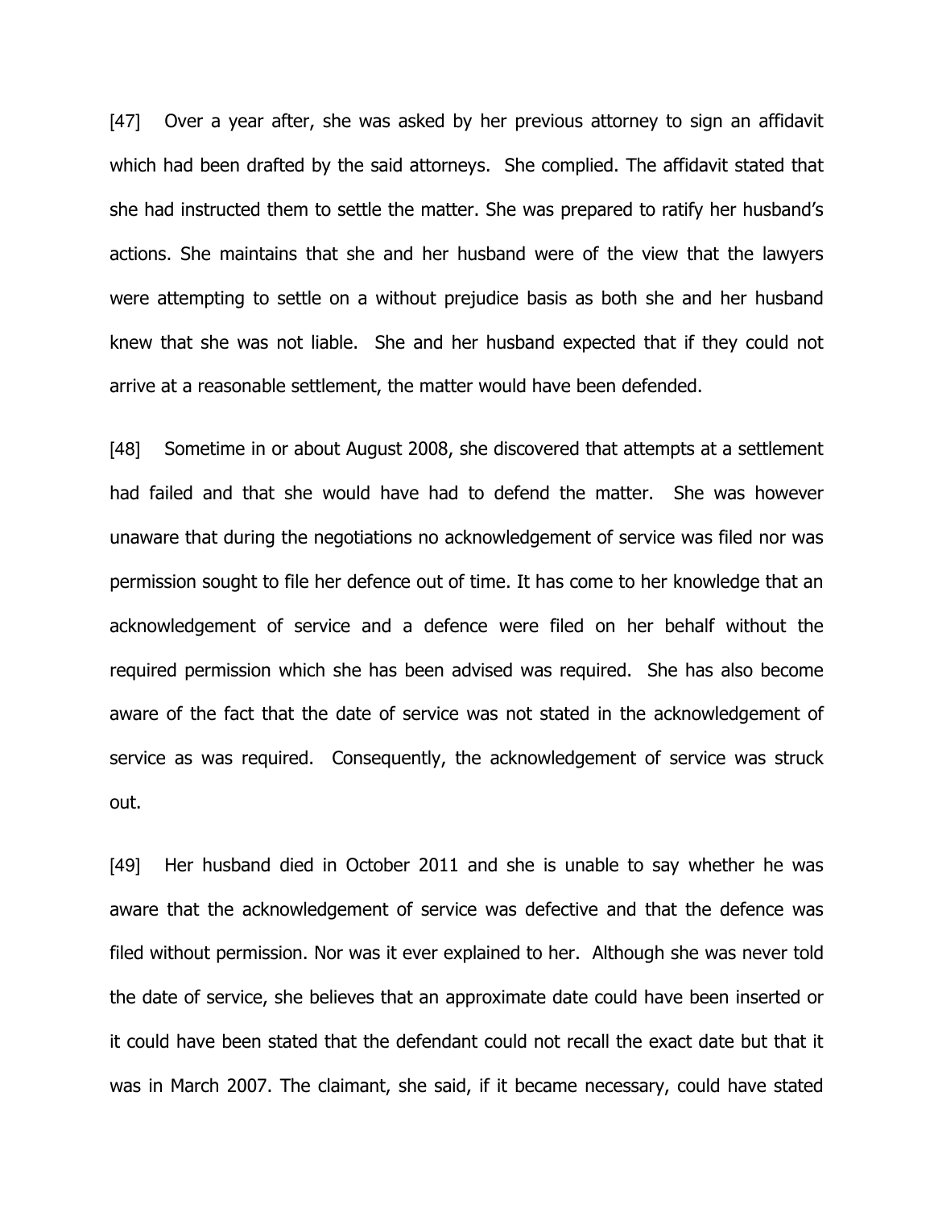[47] Over a year after, she was asked by her previous attorney to sign an affidavit which had been drafted by the said attorneys. She complied. The affidavit stated that she had instructed them to settle the matter. She was prepared to ratify her husband's actions. She maintains that she and her husband were of the view that the lawyers were attempting to settle on a without prejudice basis as both she and her husband knew that she was not liable. She and her husband expected that if they could not arrive at a reasonable settlement, the matter would have been defended.

[48] Sometime in or about August 2008, she discovered that attempts at a settlement had failed and that she would have had to defend the matter. She was however unaware that during the negotiations no acknowledgement of service was filed nor was permission sought to file her defence out of time. It has come to her knowledge that an acknowledgement of service and a defence were filed on her behalf without the required permission which she has been advised was required. She has also become aware of the fact that the date of service was not stated in the acknowledgement of service as was required. Consequently, the acknowledgement of service was struck out.

[49] Her husband died in October 2011 and she is unable to say whether he was aware that the acknowledgement of service was defective and that the defence was filed without permission. Nor was it ever explained to her. Although she was never told the date of service, she believes that an approximate date could have been inserted or it could have been stated that the defendant could not recall the exact date but that it was in March 2007. The claimant, she said, if it became necessary, could have stated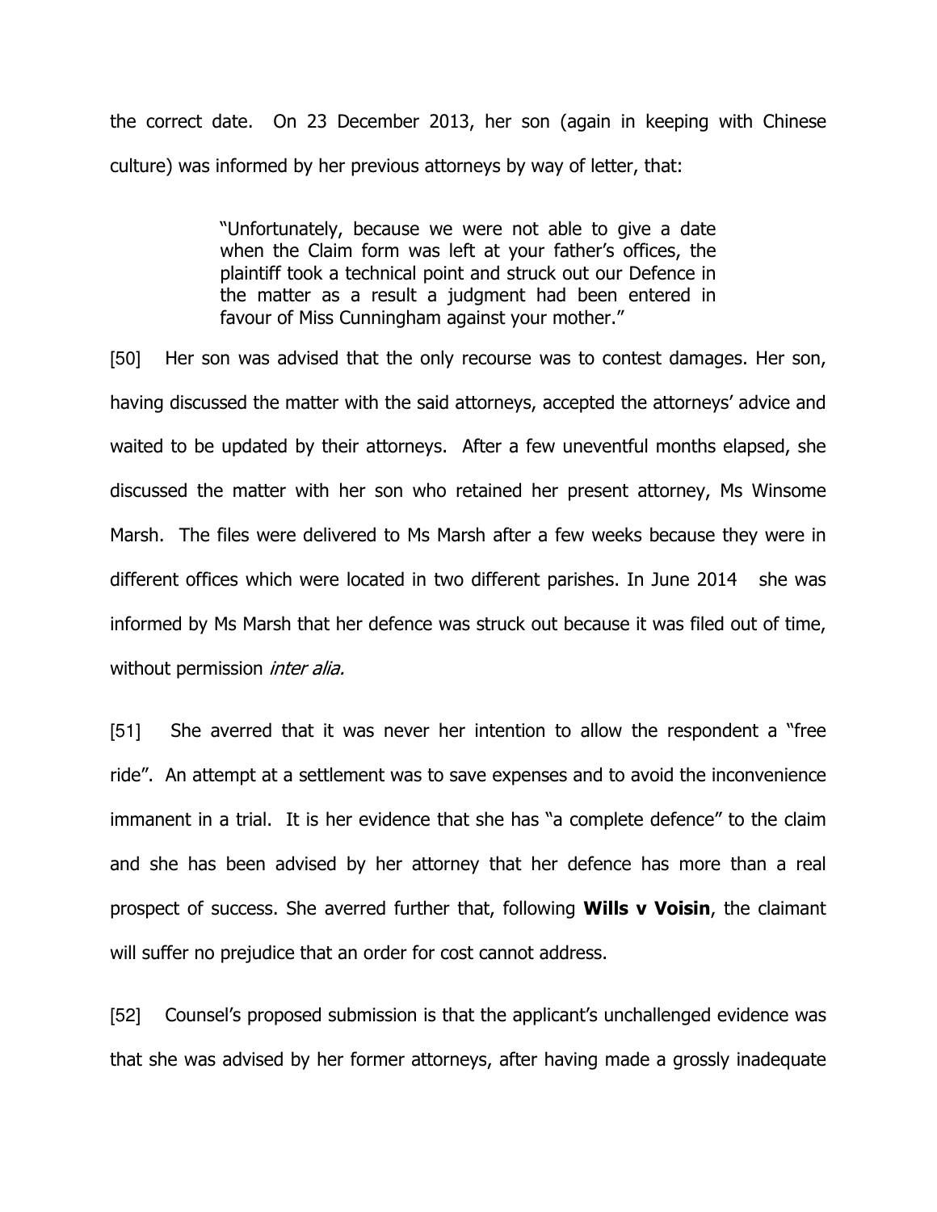the correct date. On 23 December 2013, her son (again in keeping with Chinese culture) was informed by her previous attorneys by way of letter, that:

> "Unfortunately, because we were not able to give a date when the Claim form was left at your father's offices, the plaintiff took a technical point and struck out our Defence in the matter as a result a judgment had been entered in favour of Miss Cunningham against your mother."

[50] Her son was advised that the only recourse was to contest damages. Her son, having discussed the matter with the said attorneys, accepted the attorneys' advice and waited to be updated by their attorneys. After a few uneventful months elapsed, she discussed the matter with her son who retained her present attorney, Ms Winsome Marsh. The files were delivered to Ms Marsh after a few weeks because they were in different offices which were located in two different parishes. In June 2014 she was informed by Ms Marsh that her defence was struck out because it was filed out of time, without permission *inter alia.*

[51] She averred that it was never her intention to allow the respondent a "free ride". An attempt at a settlement was to save expenses and to avoid the inconvenience immanent in a trial. It is her evidence that she has "a complete defence" to the claim and she has been advised by her attorney that her defence has more than a real prospect of success. She averred further that, following **Wills v Voisin**, the claimant will suffer no prejudice that an order for cost cannot address.

[52] Counsel's proposed submission is that the applicant's unchallenged evidence was that she was advised by her former attorneys, after having made a grossly inadequate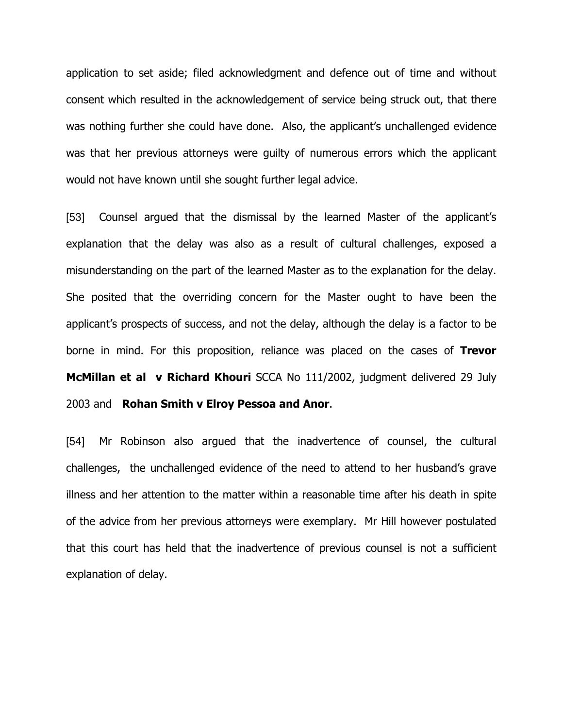application to set aside; filed acknowledgment and defence out of time and without consent which resulted in the acknowledgement of service being struck out, that there was nothing further she could have done. Also, the applicant's unchallenged evidence was that her previous attorneys were guilty of numerous errors which the applicant would not have known until she sought further legal advice.

[53] Counsel argued that the dismissal by the learned Master of the applicant's explanation that the delay was also as a result of cultural challenges, exposed a misunderstanding on the part of the learned Master as to the explanation for the delay. She posited that the overriding concern for the Master ought to have been the applicant's prospects of success, and not the delay, although the delay is a factor to be borne in mind. For this proposition, reliance was placed on the cases of **Trevor McMillan et al v Richard Khouri** SCCA No 111/2002, judgment delivered 29 July 2003 and **Rohan Smith v Elroy Pessoa and Anor**.

[54] Mr Robinson also argued that the inadvertence of counsel, the cultural challenges, the unchallenged evidence of the need to attend to her husband's grave illness and her attention to the matter within a reasonable time after his death in spite of the advice from her previous attorneys were exemplary. Mr Hill however postulated that this court has held that the inadvertence of previous counsel is not a sufficient explanation of delay.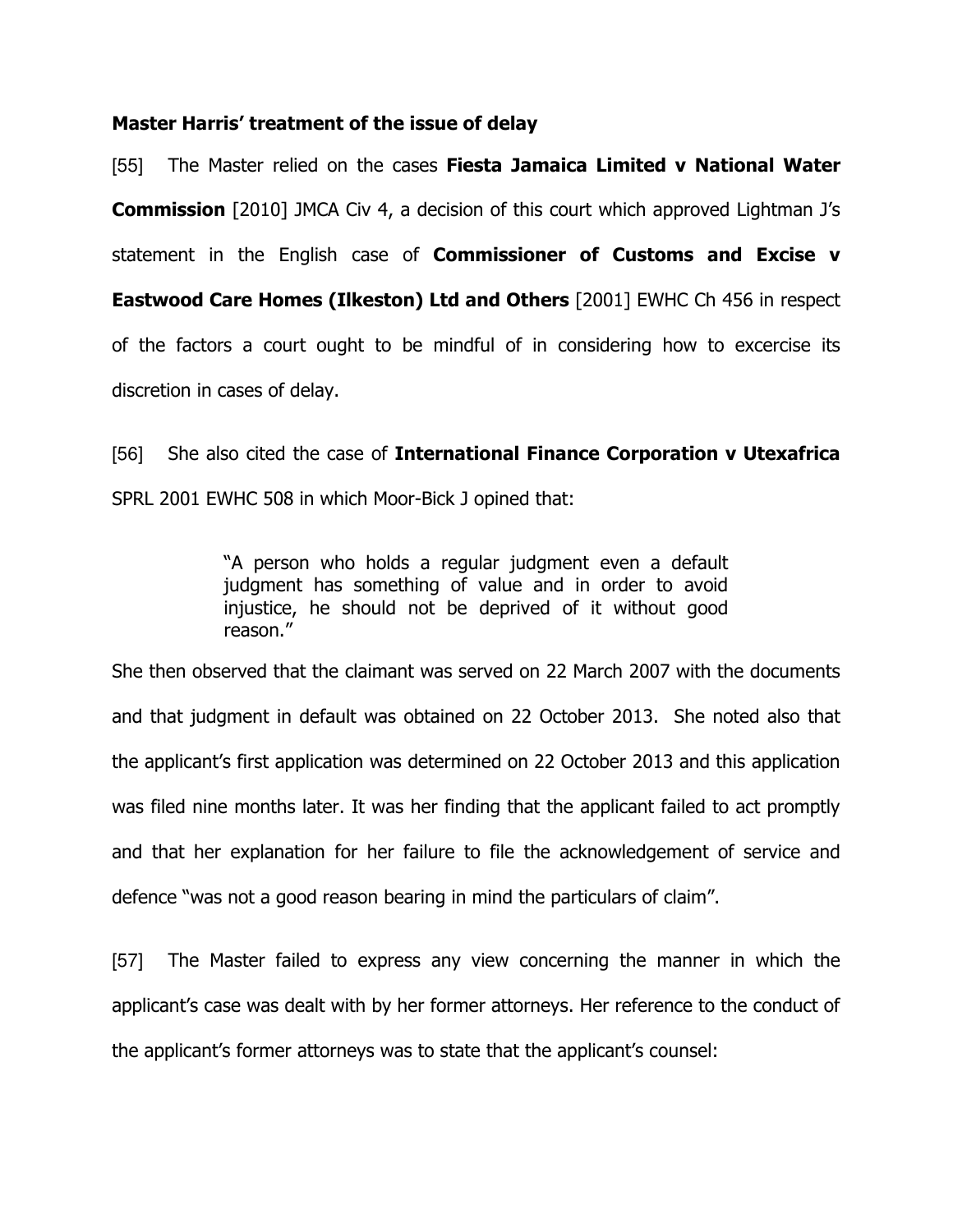**Master Harris' treatment of the issue of delay**

[55] The Master relied on the cases **Fiesta Jamaica Limited v National Water Commission** [2010] JMCA Civ 4, a decision of this court which approved Lightman J's statement in the English case of **Commissioner of Customs and Excise v Eastwood Care Homes (Ilkeston) Ltd and Others** [2001] EWHC Ch 456 in respect of the factors a court ought to be mindful of in considering how to excercise its discretion in cases of delay.

[56] She also cited the case of **International Finance Corporation v Utexafrica** SPRL 2001 EWHC 508 in which Moor-Bick J opined that:

> "A person who holds a regular judgment even a default judgment has something of value and in order to avoid injustice, he should not be deprived of it without good reason."

She then observed that the claimant was served on 22 March 2007 with the documents and that judgment in default was obtained on 22 October 2013. She noted also that the applicant's first application was determined on 22 October 2013 and this application was filed nine months later. It was her finding that the applicant failed to act promptly and that her explanation for her failure to file the acknowledgement of service and defence "was not a good reason bearing in mind the particulars of claim".

[57] The Master failed to express any view concerning the manner in which the applicant's case was dealt with by her former attorneys. Her reference to the conduct of the applicant's former attorneys was to state that the applicant's counsel: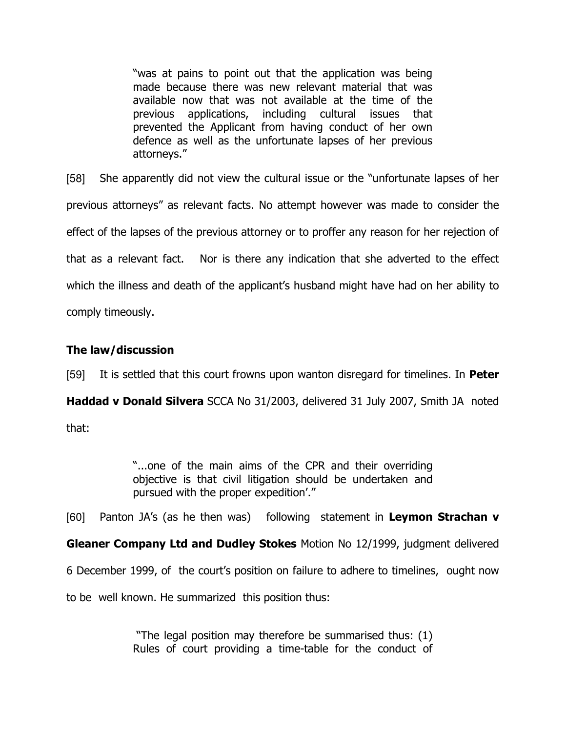> "was at pains to point out that the application was being made because there was new relevant material that was available now that was not available at the time of the previous applications, including cultural issues that prevented the Applicant from having conduct of her own defence as well as the unfortunate lapses of her previous attorneys."

[58] She apparently did not view the cultural issue or the "unfortunate lapses of her previous attorneys" as relevant facts. No attempt however was made to consider the effect of the lapses of the previous attorney or to proffer any reason for her rejection of that as a relevant fact. Nor is there any indication that she adverted to the effect which the illness and death of the applicant's husband might have had on her ability to comply timeously.

## The law/discussion

[59] It is settled that this court frowns upon wanton disregard for timelines. In **Peter Haddad v Donald Silvera** SCCA No 31/2003, delivered 31 July 2007, Smith JA noted that:

> "...one of the main aims of the CPR and their overriding objective is that civil litigation should be undertaken and pursued with the proper expedition'."

[60] Panton JA's (as he then was) following statement in **Leymon Strachan v Gleaner Company Ltd and Dudley Stokes** Motion No 12/1999, judgment delivered 6 December 1999, of the court's position on failure to adhere to timelines, ought now to be well known. He summarized this position thus:

> "The legal position may therefore be summarised thus: (1) Rules of court providing a time-table for the conduct of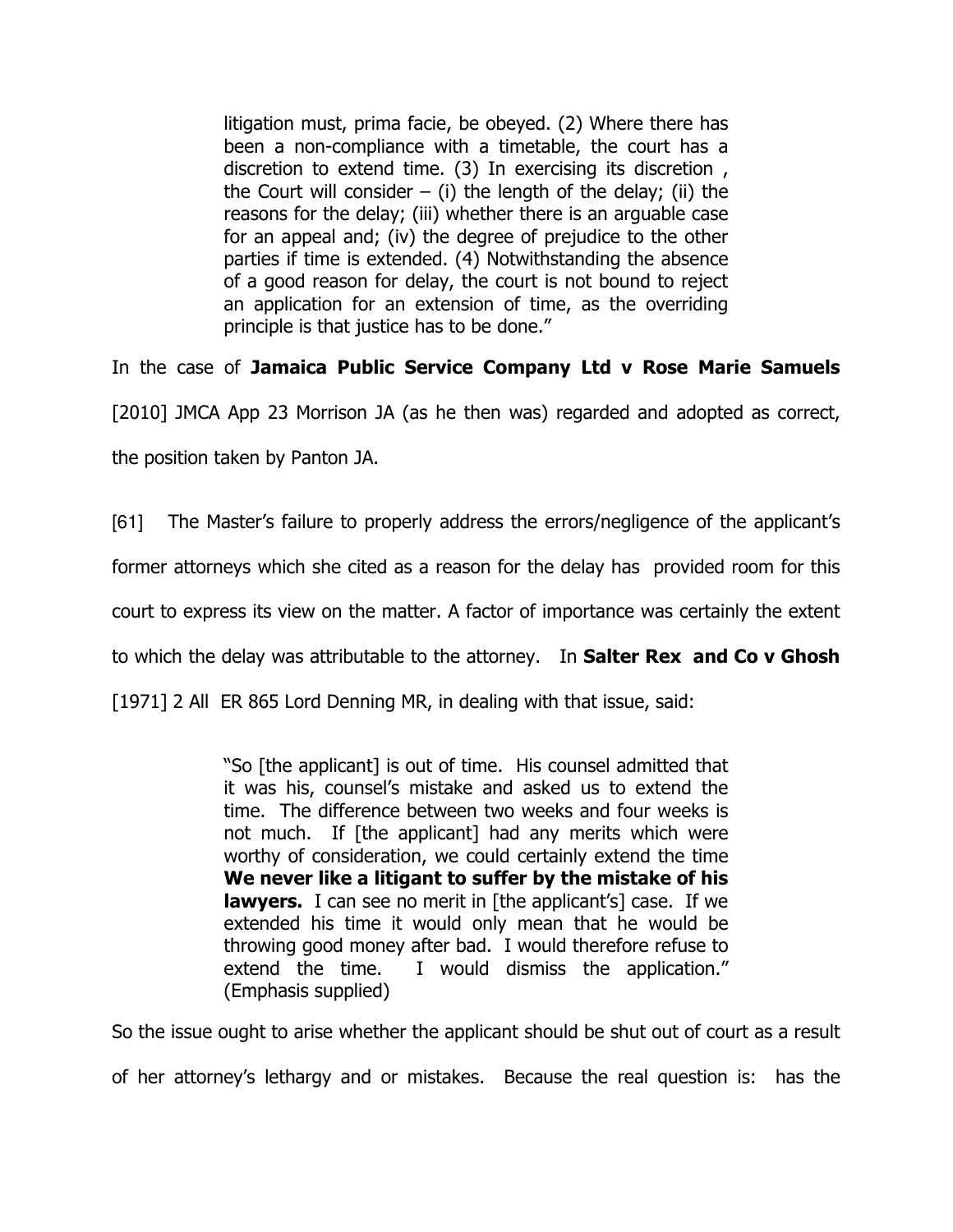> litigation must, prima facie, be obeyed. (2) Where there has been a non-compliance with a timetable, the court has a discretion to extend time. (3) In exercising its discretion , the Court will consider – (i) the length of the delay; (ii) the reasons for the delay; (iii) whether there is an arguable case for an appeal and; (iv) the degree of prejudice to the other parties if time is extended. (4) Notwithstanding the absence of a good reason for delay, the court is not bound to reject an application for an extension of time, as the overriding principle is that justice has to be done."

In the case of **Jamaica Public Service Company Ltd v Rose Marie Samuels** [2010] JMCA App 23 Morrison JA (as he then was) regarded and adopted as correct, the position taken by Panton JA.

[61] The Master's failure to properly address the errors/negligence of the applicant's former attorneys which she cited as a reason for the delay has provided room for this court to express its view on the matter. A factor of importance was certainly the extent to which the delay was attributable to the attorney. In **Salter Rex and Co v Ghosh** [1971] 2 All ER 865 Lord Denning MR, in dealing with that issue, said:

> "So [the applicant] is out of time. His counsel admitted that it was his, counsel's mistake and asked us to extend the time. The difference between two weeks and four weeks is not much. If [the applicant] had any merits which were worthy of consideration, we could certainly extend the time **We never like a litigant to suffer by the mistake of his lawyers.** I can see no merit in [the applicant's] case. If we extended his time it would only mean that he would be throwing good money after bad. I would therefore refuse to extend the time. I would dismiss the application." (Emphasis supplied)

So the issue ought to arise whether the applicant should be shut out of court as a result of her attorney's lethargy and or mistakes. Because the real question is: has the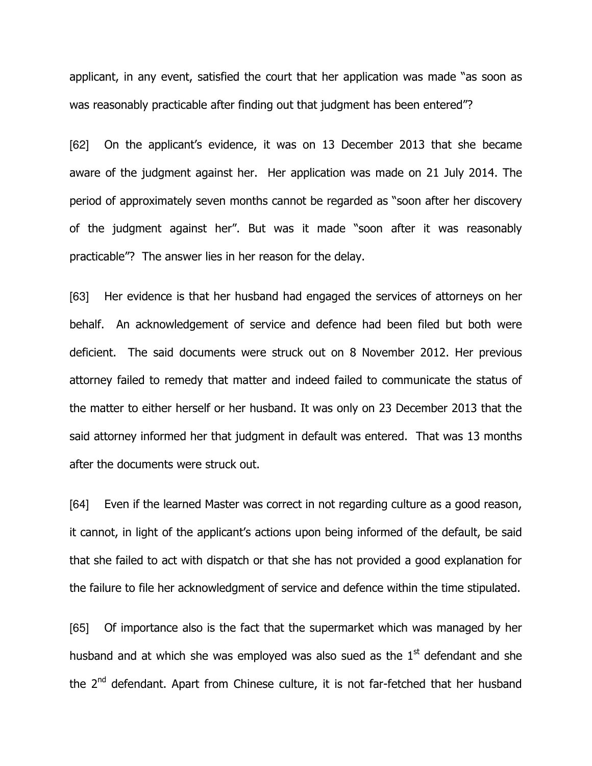applicant, in any event, satisfied the court that her application was made "as soon as was reasonably practicable after finding out that judgment has been entered"?

[62] On the applicant's evidence, it was on 13 December 2013 that she became aware of the judgment against her. Her application was made on 21 July 2014. The period of approximately seven months cannot be regarded as "soon after her discovery of the judgment against her". But was it made "soon after it was reasonably practicable"? The answer lies in her reason for the delay.

[63] Her evidence is that her husband had engaged the services of attorneys on her behalf. An acknowledgement of service and defence had been filed but both were deficient. The said documents were struck out on 8 November 2012. Her previous attorney failed to remedy that matter and indeed failed to communicate the status of the matter to either herself or her husband. It was only on 23 December 2013 that the said attorney informed her that judgment in default was entered. That was 13 months after the documents were struck out.

[64] Even if the learned Master was correct in not regarding culture as a good reason, it cannot, in light of the applicant's actions upon being informed of the default, be said that she failed to act with dispatch or that she has not provided a good explanation for the failure to file her acknowledgment of service and defence within the time stipulated.

[65] Of importance also is the fact that the supermarket which was managed by her husband and at which she was employed was also sued as the 1st defendant and she the 2nd defendant. Apart from Chinese culture, it is not far-fetched that her husband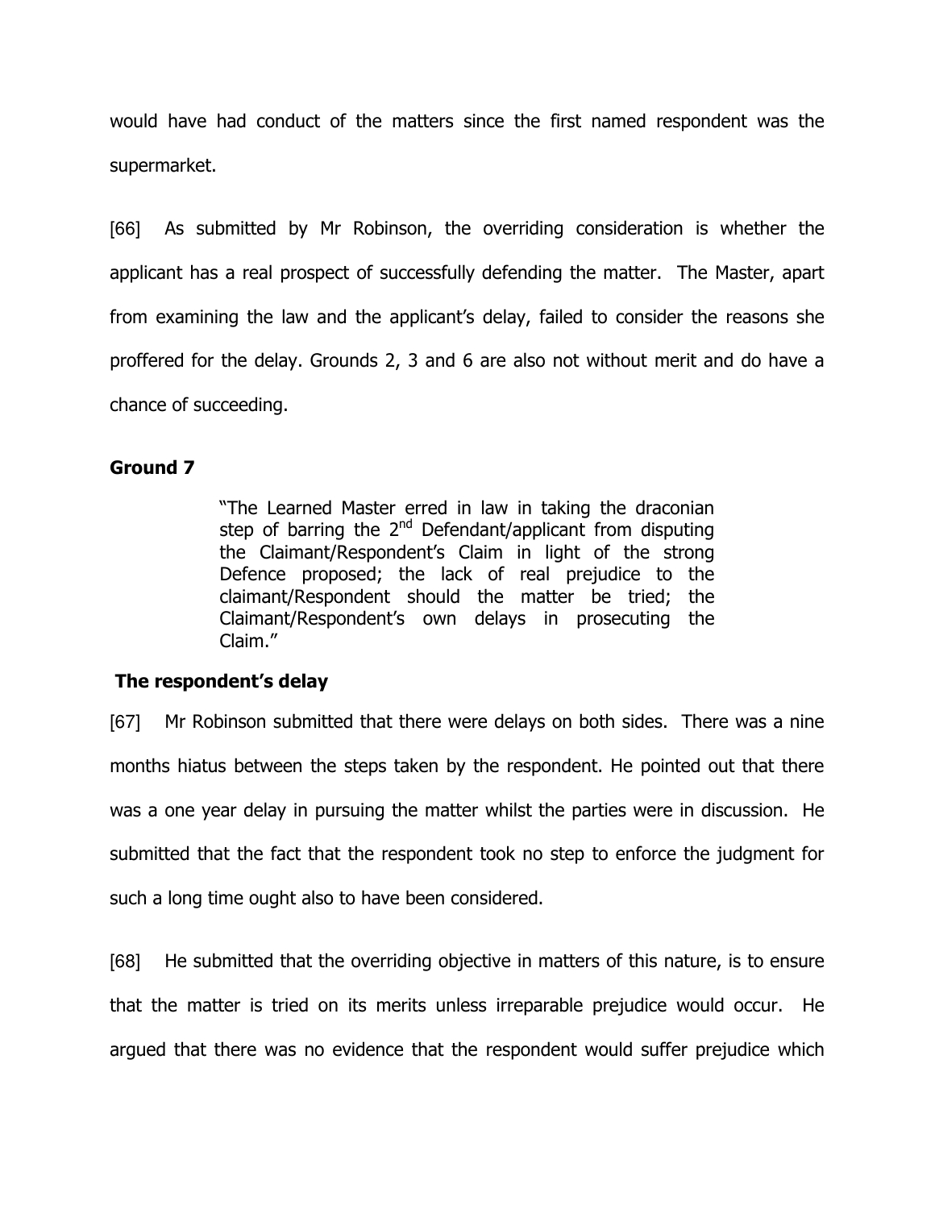would have had conduct of the matters since the first named respondent was the supermarket.

[66] As submitted by Mr Robinson, the overriding consideration is whether the applicant has a real prospect of successfully defending the matter. The Master, apart from examining the law and the applicant's delay, failed to consider the reasons she proffered for the delay. Grounds 2, 3 and 6 are also not without merit and do have a chance of succeeding.

### Ground 7

> "The Learned Master erred in law in taking the draconian step of barring the 2nd Defendant/applicant from disputing the Claimant/Respondent's Claim in light of the strong Defence proposed; the lack of real prejudice to the claimant/Respondent should the matter be tried; the Claimant/Respondent's own delays in prosecuting the Claim."

### The respondent's delay

[67] Mr Robinson submitted that there were delays on both sides. There was a nine months hiatus between the steps taken by the respondent. He pointed out that there was a one year delay in pursuing the matter whilst the parties were in discussion. He submitted that the fact that the respondent took no step to enforce the judgment for such a long time ought also to have been considered.

[68] He submitted that the overriding objective in matters of this nature, is to ensure that the matter is tried on its merits unless irreparable prejudice would occur. He argued that there was no evidence that the respondent would suffer prejudice which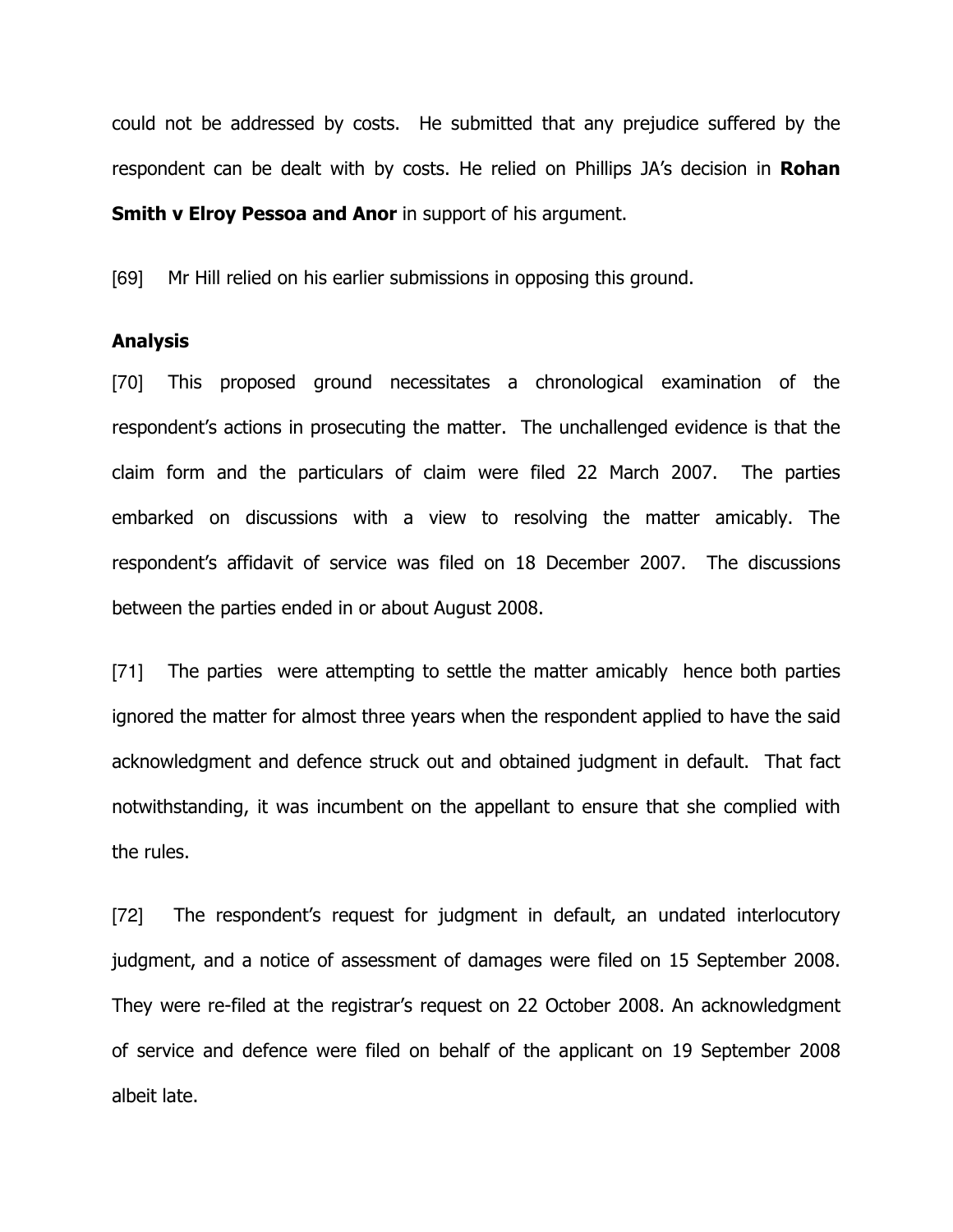could not be addressed by costs. He submitted that any prejudice suffered by the respondent can be dealt with by costs. He relied on Phillips JA's decision in **Rohan Smith v Elroy Pessoa and Anor** in support of his argument.

[69] Mr Hill relied on his earlier submissions in opposing this ground.

**Analysis**

[70] This proposed ground necessitates a chronological examination of the respondent's actions in prosecuting the matter. The unchallenged evidence is that the claim form and the particulars of claim were filed 22 March 2007. The parties embarked on discussions with a view to resolving the matter amicably. The respondent's affidavit of service was filed on 18 December 2007. The discussions between the parties ended in or about August 2008.

[71] The parties were attempting to settle the matter amicably hence both parties ignored the matter for almost three years when the respondent applied to have the said acknowledgment and defence struck out and obtained judgment in default. That fact notwithstanding, it was incumbent on the appellant to ensure that she complied with the rules.

[72] The respondent's request for judgment in default, an undated interlocutory judgment, and a notice of assessment of damages were filed on 15 September 2008. They were re-filed at the registrar's request on 22 October 2008. An acknowledgment of service and defence were filed on behalf of the applicant on 19 September 2008 albeit late.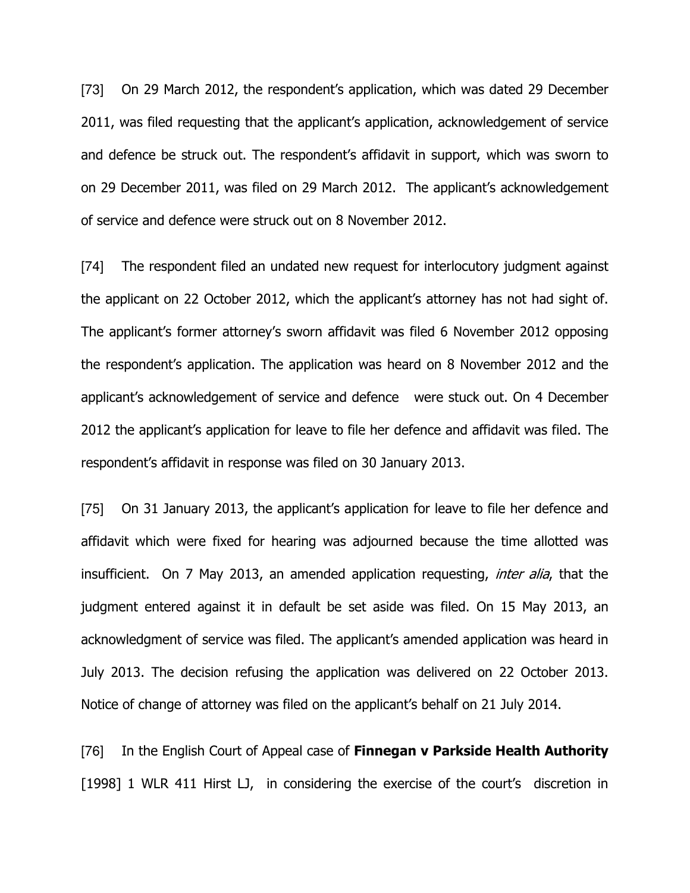[73] On 29 March 2012, the respondent's application, which was dated 29 December 2011, was filed requesting that the applicant's application, acknowledgement of service and defence be struck out. The respondent's affidavit in support, which was sworn to on 29 December 2011, was filed on 29 March 2012. The applicant's acknowledgement of service and defence were struck out on 8 November 2012.

[74] The respondent filed an undated new request for interlocutory judgment against the applicant on 22 October 2012, which the applicant's attorney has not had sight of. The applicant's former attorney's sworn affidavit was filed 6 November 2012 opposing the respondent's application. The application was heard on 8 November 2012 and the applicant's acknowledgement of service and defence were stuck out. On 4 December 2012 the applicant's application for leave to file her defence and affidavit was filed. The respondent's affidavit in response was filed on 30 January 2013.

[75] On 31 January 2013, the applicant's application for leave to file her defence and affidavit which were fixed for hearing was adjourned because the time allotted was insufficient. On 7 May 2013, an amended application requesting, *inter alia*, that the judgment entered against it in default be set aside was filed. On 15 May 2013, an acknowledgment of service was filed. The applicant's amended application was heard in July 2013. The decision refusing the application was delivered on 22 October 2013. Notice of change of attorney was filed on the applicant's behalf on 21 July 2014.

[76] In the English Court of Appeal case of **Finnegan v Parkside Health Authority** [1998] 1 WLR 411 Hirst LJ, in considering the exercise of the court's discretion in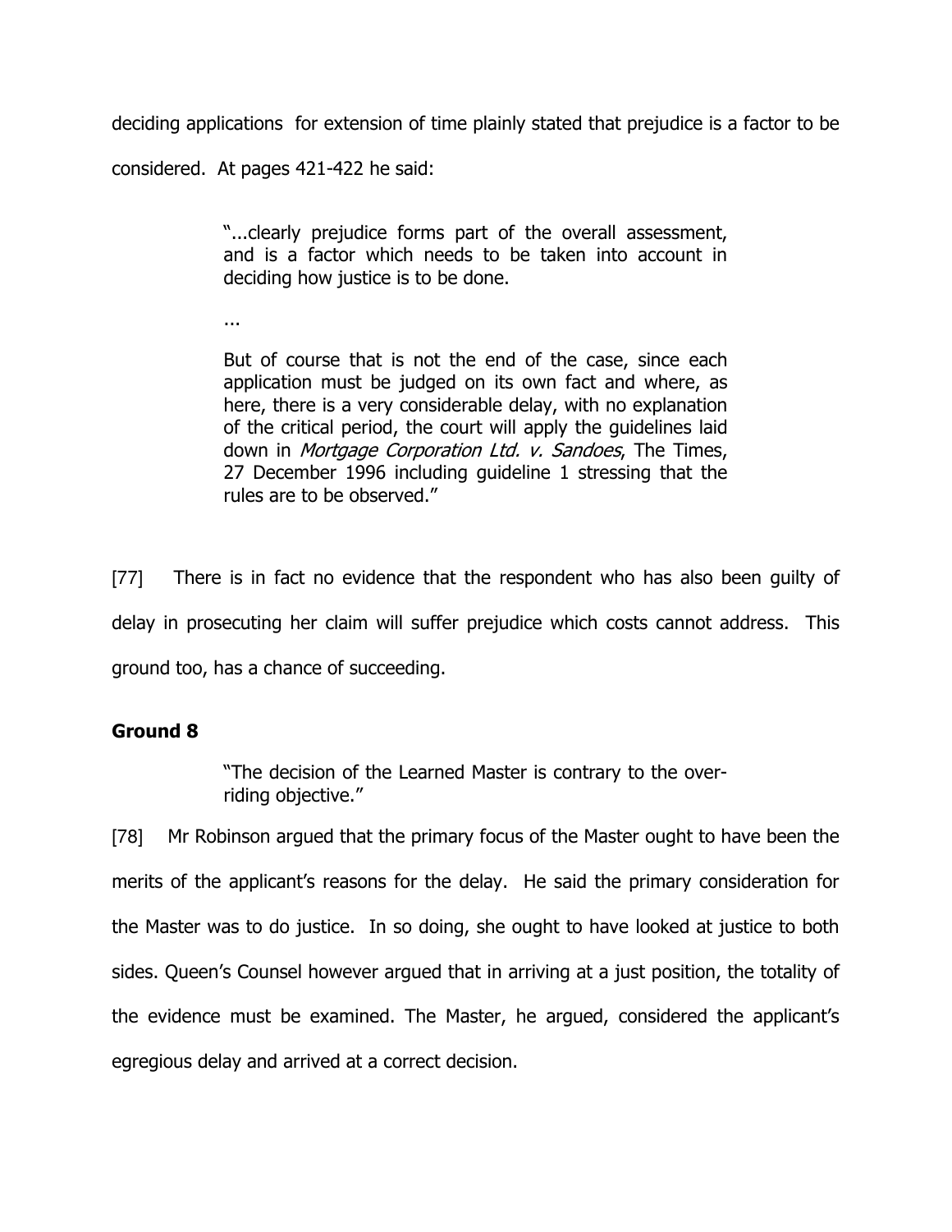deciding applications for extension of time plainly stated that prejudice is a factor to be considered. At pages 421-422 he said:

> "...clearly prejudice forms part of the overall assessment, and is a factor which needs to be taken into account in deciding how justice is to be done.
>
> ...
>
> But of course that is not the end of the case, since each application must be judged on its own fact and where, as here, there is a very considerable delay, with no explanation of the critical period, the court will apply the guidelines laid down in *Mortgage Corporation Ltd. v. Sandoes*, The Times, 27 December 1996 including guideline 1 stressing that the rules are to be observed."

[77] There is in fact no evidence that the respondent who has also been guilty of delay in prosecuting her claim will suffer prejudice which costs cannot address. This ground too, has a chance of succeeding.

**Ground 8**

> "The decision of the Learned Master is contrary to the over-riding objective."

[78] Mr Robinson argued that the primary focus of the Master ought to have been the merits of the applicant's reasons for the delay. He said the primary consideration for the Master was to do justice. In so doing, she ought to have looked at justice to both sides. Queen's Counsel however argued that in arriving at a just position, the totality of the evidence must be examined. The Master, he argued, considered the applicant's egregious delay and arrived at a correct decision.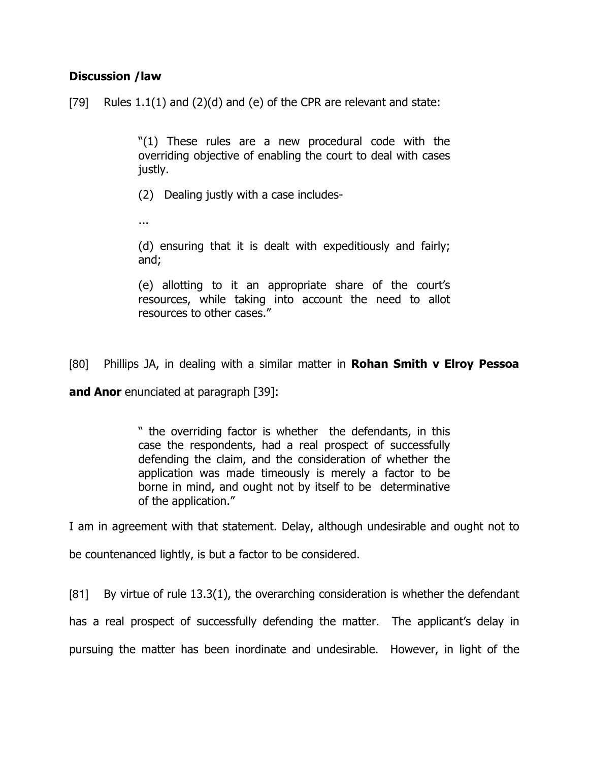**Discussion /law**

[79] Rules 1.1(1) and (2)(d) and (e) of the CPR are relevant and state:

> "(1) These rules are a new procedural code with the overriding objective of enabling the court to deal with cases justly.
>
> (2) Dealing justly with a case includes-
>
> ...
>
> (d) ensuring that it is dealt with expeditiously and fairly; and;
>
> (e) allotting to it an appropriate share of the court's resources, while taking into account the need to allot resources to other cases."

[80] Phillips JA, in dealing with a similar matter in **Rohan Smith v Elroy Pessoa and Anor** enunciated at paragraph [39]:

> " the overriding factor is whether the defendants, in this case the respondents, had a real prospect of successfully defending the claim, and the consideration of whether the application was made timeously is merely a factor to be borne in mind, and ought not by itself to be determinative of the application."

I am in agreement with that statement. Delay, although undesirable and ought not to be countenanced lightly, is but a factor to be considered.

[81] By virtue of rule 13.3(1), the overarching consideration is whether the defendant has a real prospect of successfully defending the matter. The applicant's delay in pursuing the matter has been inordinate and undesirable. However, in light of the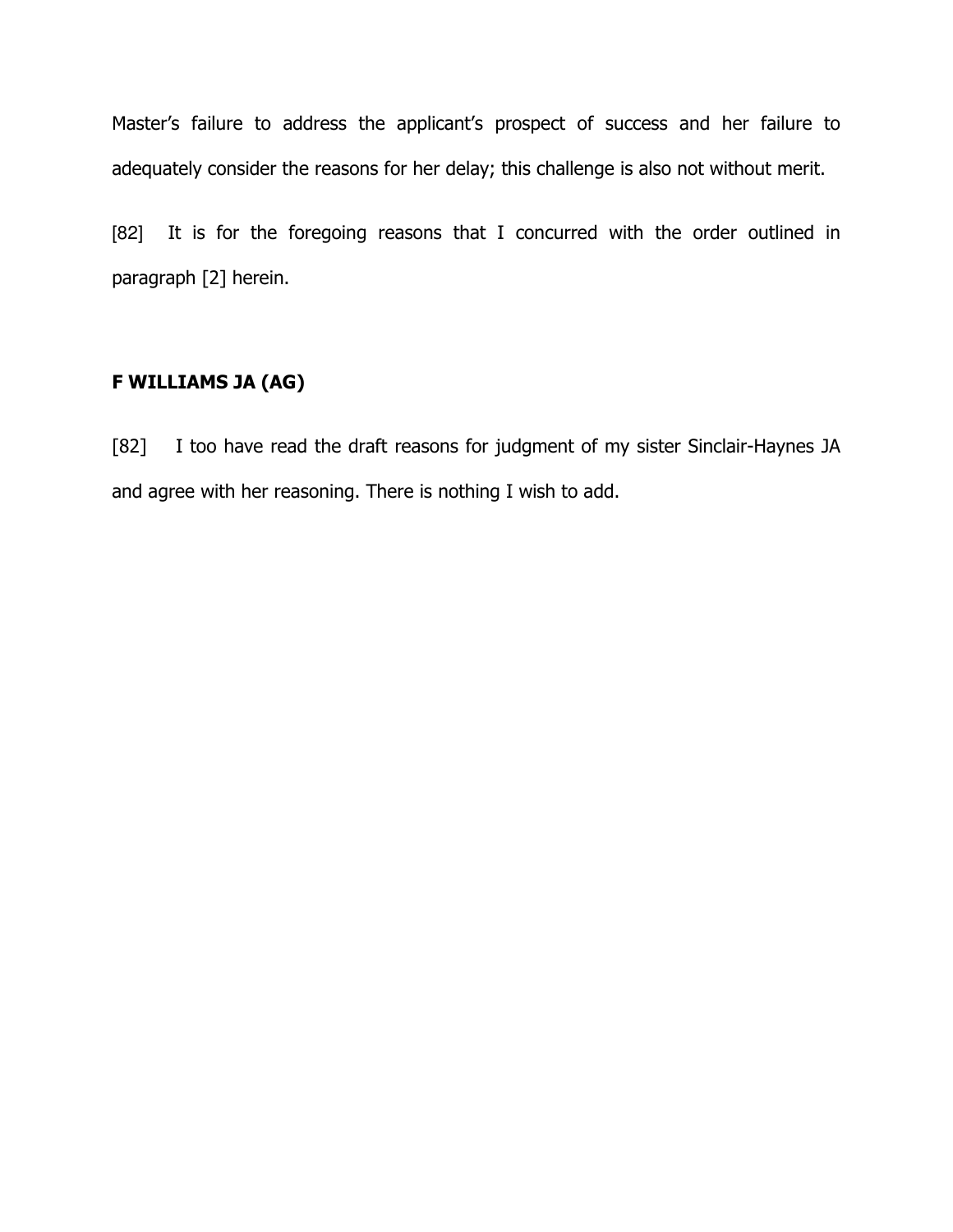Master's failure to address the applicant's prospect of success and her failure to adequately consider the reasons for her delay; this challenge is also not without merit.

[82] It is for the foregoing reasons that I concurred with the order outlined in paragraph [2] herein.

**F WILLIAMS JA (AG)**

[82] I too have read the draft reasons for judgment of my sister Sinclair-Haynes JA and agree with her reasoning. There is nothing I wish to add.